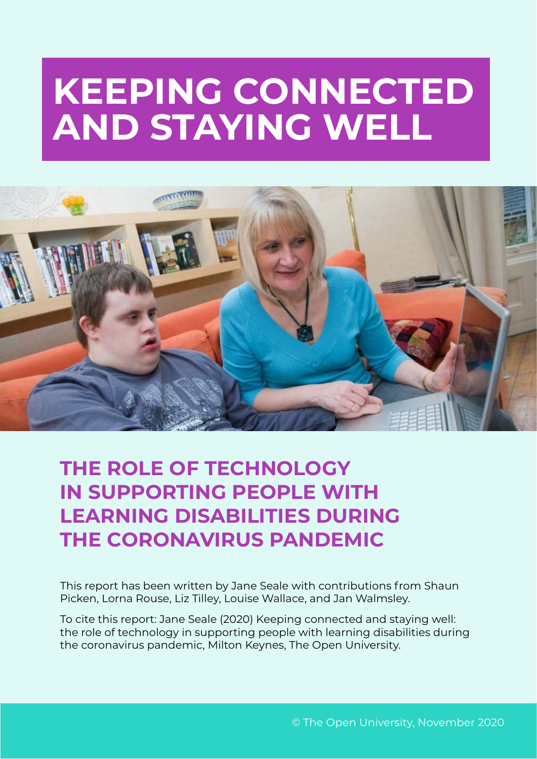# KEEPING CONNECTED AND STAYING WELL

## THE ROLE OF TECHNOLOGY IN SUPPORTING PEOPLE WITH LEARNING DISABILITIES DURING THE CORONAVIRUS PANDEMIC

This report has been written by Jane Seale with contributions from Shaun Picken, Lorna Rouse, Liz Tilley, Louise Wallace, and Jan Walmsley.

To cite this report: Jane Seale (2020) Keeping connected and staying well: the role of technology in supporting people with learning disabilities during the coronavirus pandemic, Milton Keynes, The Open University.

© The Open University, November 2020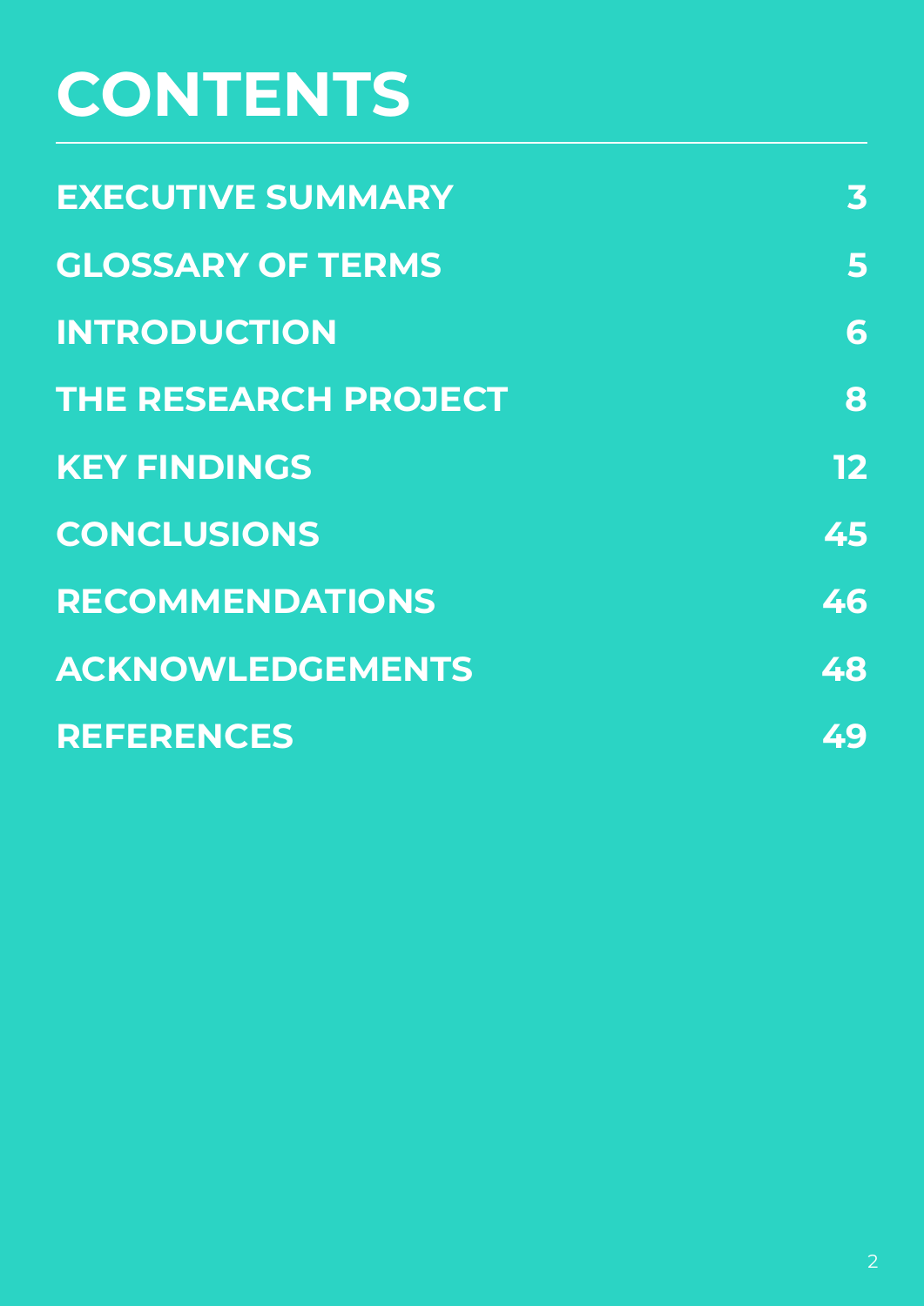# CONTENTS

| | |
|---|---|
| EXECUTIVE SUMMARY | 3 |
| GLOSSARY OF TERMS | 5 |
| INTRODUCTION | 6 |
| THE RESEARCH PROJECT | 8 |
| KEY FINDINGS | 12 |
| CONCLUSIONS | 45 |
| RECOMMENDATIONS | 46 |
| ACKNOWLEDGEMENTS | 48 |
| REFERENCES | 49 |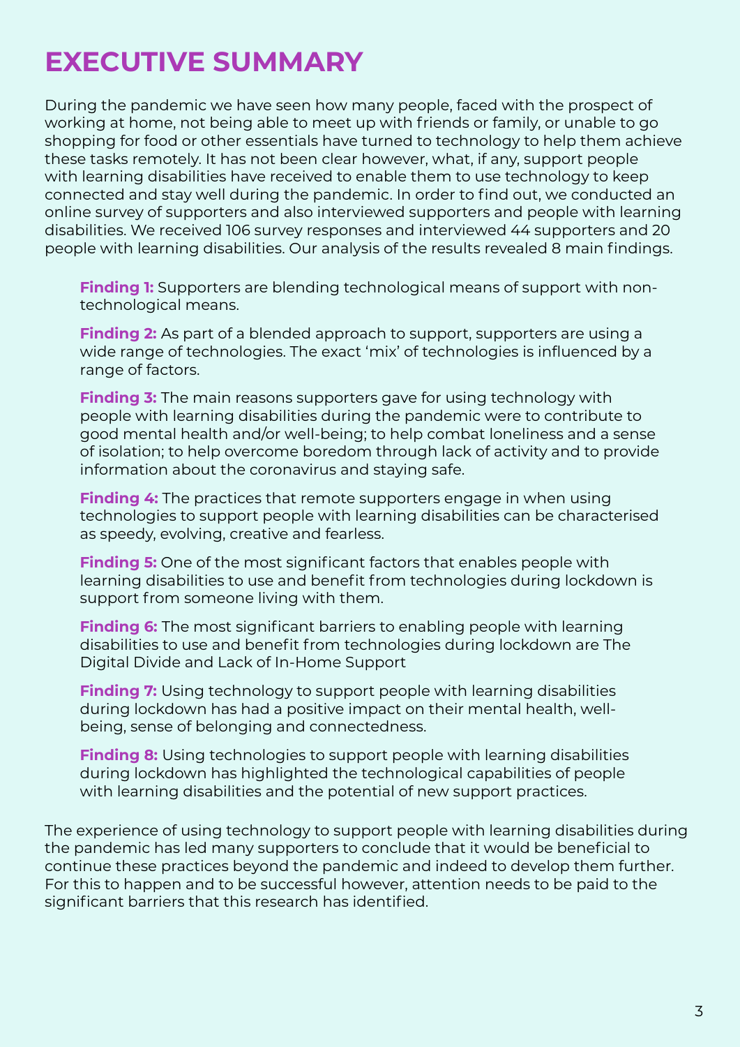# EXECUTIVE SUMMARY

During the pandemic we have seen how many people, faced with the prospect of working at home, not being able to meet up with friends or family, or unable to go shopping for food or other essentials have turned to technology to help them achieve these tasks remotely. It has not been clear however, what, if any, support people with learning disabilities have received to enable them to use technology to keep connected and stay well during the pandemic. In order to find out, we conducted an online survey of supporters and also interviewed supporters and people with learning disabilities. We received 106 survey responses and interviewed 44 supporters and 20 people with learning disabilities. Our analysis of the results revealed 8 main findings.

**Finding 1:** Supporters are blending technological means of support with non-technological means.

**Finding 2:** As part of a blended approach to support, supporters are using a wide range of technologies. The exact 'mix' of technologies is influenced by a range of factors.

**Finding 3:** The main reasons supporters gave for using technology with people with learning disabilities during the pandemic were to contribute to good mental health and/or well-being; to help combat loneliness and a sense of isolation; to help overcome boredom through lack of activity and to provide information about the coronavirus and staying safe.

**Finding 4:** The practices that remote supporters engage in when using technologies to support people with learning disabilities can be characterised as speedy, evolving, creative and fearless.

**Finding 5:** One of the most significant factors that enables people with learning disabilities to use and benefit from technologies during lockdown is support from someone living with them.

**Finding 6:** The most significant barriers to enabling people with learning disabilities to use and benefit from technologies during lockdown are The Digital Divide and Lack of In-Home Support

**Finding 7:** Using technology to support people with learning disabilities during lockdown has had a positive impact on their mental health, well-being, sense of belonging and connectedness.

**Finding 8:** Using technologies to support people with learning disabilities during lockdown has highlighted the technological capabilities of people with learning disabilities and the potential of new support practices.

The experience of using technology to support people with learning disabilities during the pandemic has led many supporters to conclude that it would be beneficial to continue these practices beyond the pandemic and indeed to develop them further. For this to happen and to be successful however, attention needs to be paid to the significant barriers that this research has identified.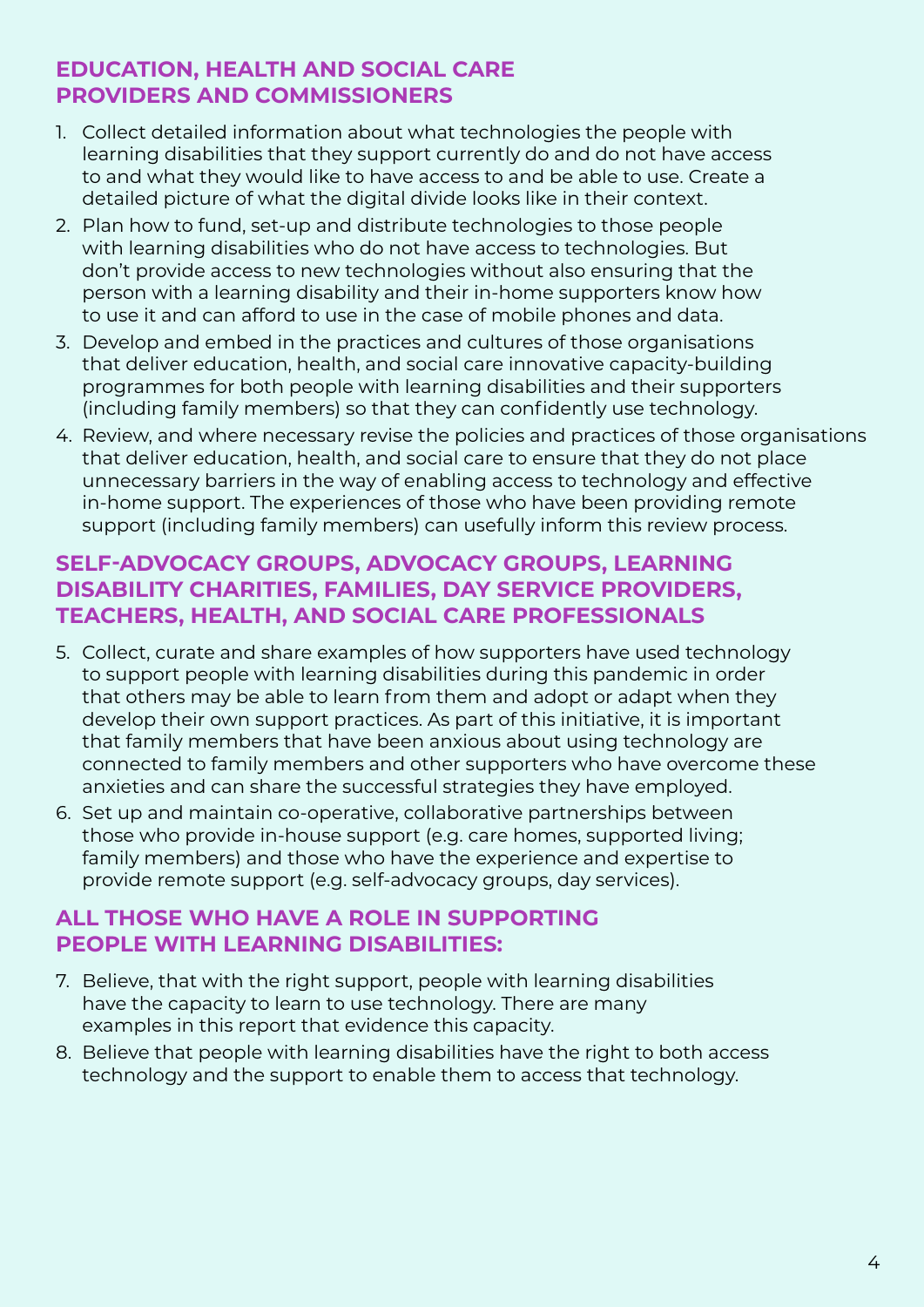## EDUCATION, HEALTH AND SOCIAL CARE PROVIDERS AND COMMISSIONERS

1. Collect detailed information about what technologies the people with learning disabilities that they support currently do and do not have access to and what they would like to have access to and be able to use. Create a detailed picture of what the digital divide looks like in their context.
2. Plan how to fund, set-up and distribute technologies to those people with learning disabilities who do not have access to technologies. But don't provide access to new technologies without also ensuring that the person with a learning disability and their in-home supporters know how to use it and can afford to use in the case of mobile phones and data.
3. Develop and embed in the practices and cultures of those organisations that deliver education, health, and social care innovative capacity-building programmes for both people with learning disabilities and their supporters (including family members) so that they can confidently use technology.
4. Review, and where necessary revise the policies and practices of those organisations that deliver education, health, and social care to ensure that they do not place unnecessary barriers in the way of enabling access to technology and effective in-home support. The experiences of those who have been providing remote support (including family members) can usefully inform this review process.

## SELF-ADVOCACY GROUPS, ADVOCACY GROUPS, LEARNING DISABILITY CHARITIES, FAMILIES, DAY SERVICE PROVIDERS, TEACHERS, HEALTH, AND SOCIAL CARE PROFESSIONALS

5. Collect, curate and share examples of how supporters have used technology to support people with learning disabilities during this pandemic in order that others may be able to learn from them and adopt or adapt when they develop their own support practices. As part of this initiative, it is important that family members that have been anxious about using technology are connected to family members and other supporters who have overcome these anxieties and can share the successful strategies they have employed.
6. Set up and maintain co-operative, collaborative partnerships between those who provide in-house support (e.g. care homes, supported living; family members) and those who have the experience and expertise to provide remote support (e.g. self-advocacy groups, day services).

## ALL THOSE WHO HAVE A ROLE IN SUPPORTING PEOPLE WITH LEARNING DISABILITIES:

7. Believe, that with the right support, people with learning disabilities have the capacity to learn to use technology. There are many examples in this report that evidence this capacity.
8. Believe that people with learning disabilities have the right to both access technology and the support to enable them to access that technology.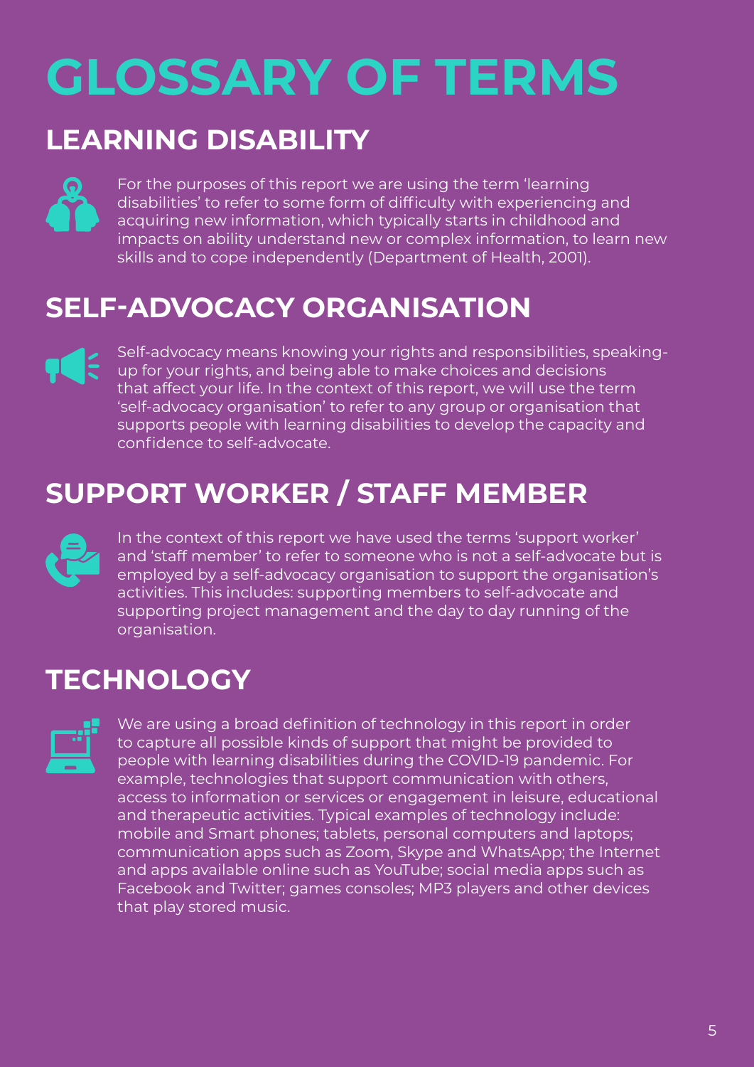# GLOSSARY OF TERMS

## LEARNING DISABILITY

For the purposes of this report we are using the term 'learning disabilities' to refer to some form of difficulty with experiencing and acquiring new information, which typically starts in childhood and impacts on ability understand new or complex information, to learn new skills and to cope independently (Department of Health, 2001).

## SELF-ADVOCACY ORGANISATION

Self-advocacy means knowing your rights and responsibilities, speaking-up for your rights, and being able to make choices and decisions that affect your life. In the context of this report, we will use the term 'self-advocacy organisation' to refer to any group or organisation that supports people with learning disabilities to develop the capacity and confidence to self-advocate.

## SUPPORT WORKER / STAFF MEMBER

In the context of this report we have used the terms 'support worker' and 'staff member' to refer to someone who is not a self-advocate but is employed by a self-advocacy organisation to support the organisation's activities. This includes: supporting members to self-advocate and supporting project management and the day to day running of the organisation.

## TECHNOLOGY

We are using a broad definition of technology in this report in order to capture all possible kinds of support that might be provided to people with learning disabilities during the COVID-19 pandemic. For example, technologies that support communication with others, access to information or services or engagement in leisure, educational and therapeutic activities. Typical examples of technology include: mobile and Smart phones; tablets, personal computers and laptops; communication apps such as Zoom, Skype and WhatsApp; the Internet and apps available online such as YouTube; social media apps such as Facebook and Twitter; games consoles; MP3 players and other devices that play stored music.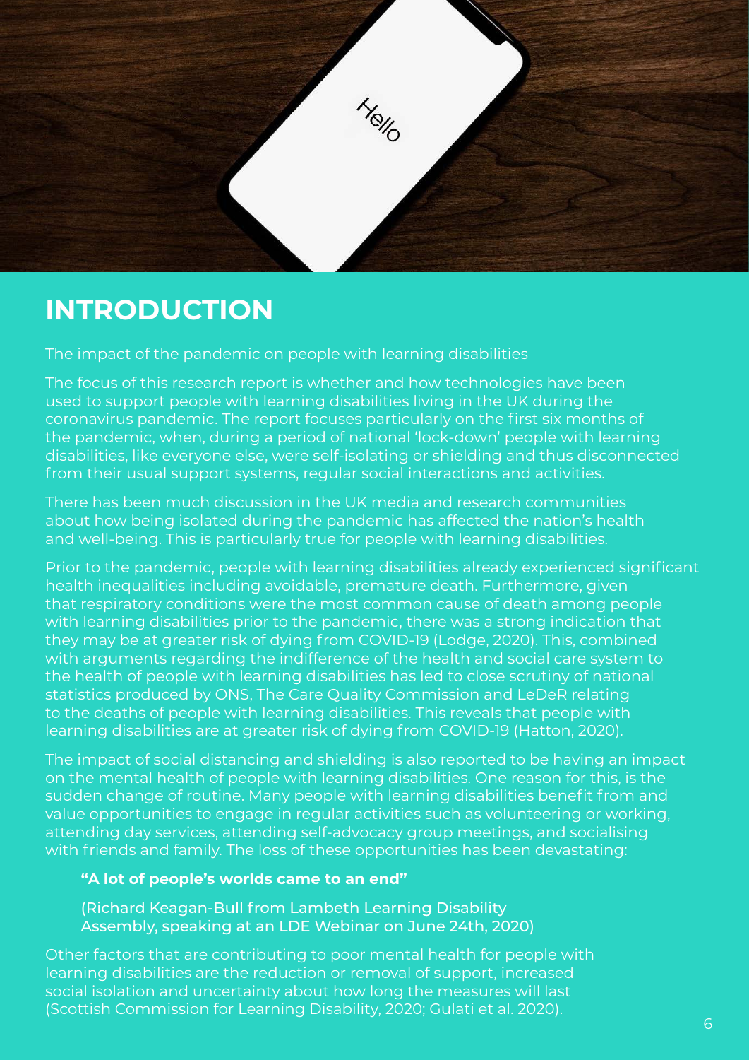# INTRODUCTION

The impact of the pandemic on people with learning disabilities

The focus of this research report is whether and how technologies have been used to support people with learning disabilities living in the UK during the coronavirus pandemic. The report focuses particularly on the first six months of the pandemic, when, during a period of national 'lock-down' people with learning disabilities, like everyone else, were self-isolating or shielding and thus disconnected from their usual support systems, regular social interactions and activities.

There has been much discussion in the UK media and research communities about how being isolated during the pandemic has affected the nation's health and well-being. This is particularly true for people with learning disabilities.

Prior to the pandemic, people with learning disabilities already experienced significant health inequalities including avoidable, premature death. Furthermore, given that respiratory conditions were the most common cause of death among people with learning disabilities prior to the pandemic, there was a strong indication that they may be at greater risk of dying from COVID-19 (Lodge, 2020). This, combined with arguments regarding the indifference of the health and social care system to the health of people with learning disabilities has led to close scrutiny of national statistics produced by ONS, The Care Quality Commission and LeDeR relating to the deaths of people with learning disabilities. This reveals that people with learning disabilities are at greater risk of dying from COVID-19 (Hatton, 2020).

The impact of social distancing and shielding is also reported to be having an impact on the mental health of people with learning disabilities. One reason for this, is the sudden change of routine. Many people with learning disabilities benefit from and value opportunities to engage in regular activities such as volunteering or working, attending day services, attending self-advocacy group meetings, and socialising with friends and family. The loss of these opportunities has been devastating:

> **"A lot of people's worlds came to an end"**
>
> (Richard Keagan-Bull from Lambeth Learning Disability Assembly, speaking at an LDE Webinar on June 24th, 2020)

Other factors that are contributing to poor mental health for people with learning disabilities are the reduction or removal of support, increased social isolation and uncertainty about how long the measures will last (Scottish Commission for Learning Disability, 2020; Gulati et al. 2020).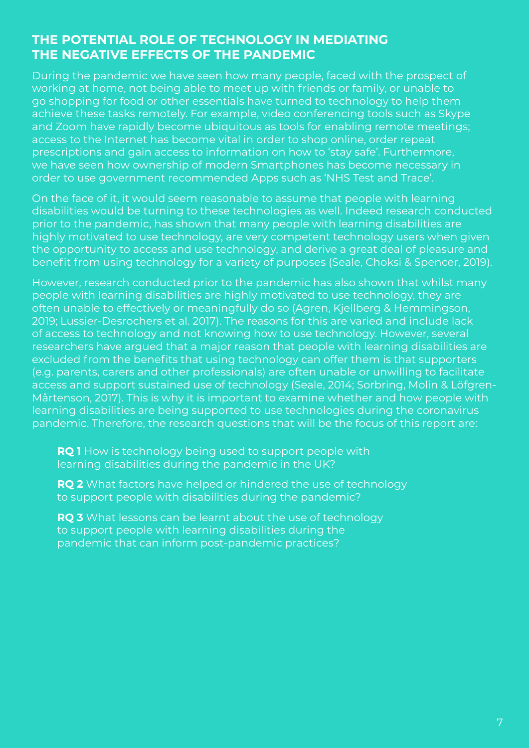## THE POTENTIAL ROLE OF TECHNOLOGY IN MEDIATING THE NEGATIVE EFFECTS OF THE PANDEMIC

During the pandemic we have seen how many people, faced with the prospect of working at home, not being able to meet up with friends or family, or unable to go shopping for food or other essentials have turned to technology to help them achieve these tasks remotely. For example, video conferencing tools such as Skype and Zoom have rapidly become ubiquitous as tools for enabling remote meetings; access to the Internet has become vital in order to shop online, order repeat prescriptions and gain access to information on how to 'stay safe'. Furthermore, we have seen how ownership of modern Smartphones has become necessary in order to use government recommended Apps such as 'NHS Test and Trace'.

On the face of it, it would seem reasonable to assume that people with learning disabilities would be turning to these technologies as well. Indeed research conducted prior to the pandemic, has shown that many people with learning disabilities are highly motivated to use technology, are very competent technology users when given the opportunity to access and use technology, and derive a great deal of pleasure and benefit from using technology for a variety of purposes (Seale, Choksi & Spencer, 2019).

However, research conducted prior to the pandemic has also shown that whilst many people with learning disabilities are highly motivated to use technology, they are often unable to effectively or meaningfully do so (Agren, Kjellberg & Hemmingson, 2019; Lussier-Desrochers et al. 2017). The reasons for this are varied and include lack of access to technology and not knowing how to use technology. However, several researchers have argued that a major reason that people with learning disabilities are excluded from the benefits that using technology can offer them is that supporters (e.g. parents, carers and other professionals) are often unable or unwilling to facilitate access and support sustained use of technology (Seale, 2014; Sorbring, Molin & Löfgren-Mårtenson, 2017). This is why it is important to examine whether and how people with learning disabilities are being supported to use technologies during the coronavirus pandemic. Therefore, the research questions that will be the focus of this report are:

**RQ 1** How is technology being used to support people with learning disabilities during the pandemic in the UK?

**RQ 2** What factors have helped or hindered the use of technology to support people with disabilities during the pandemic?

**RQ 3** What lessons can be learnt about the use of technology to support people with learning disabilities during the pandemic that can inform post-pandemic practices?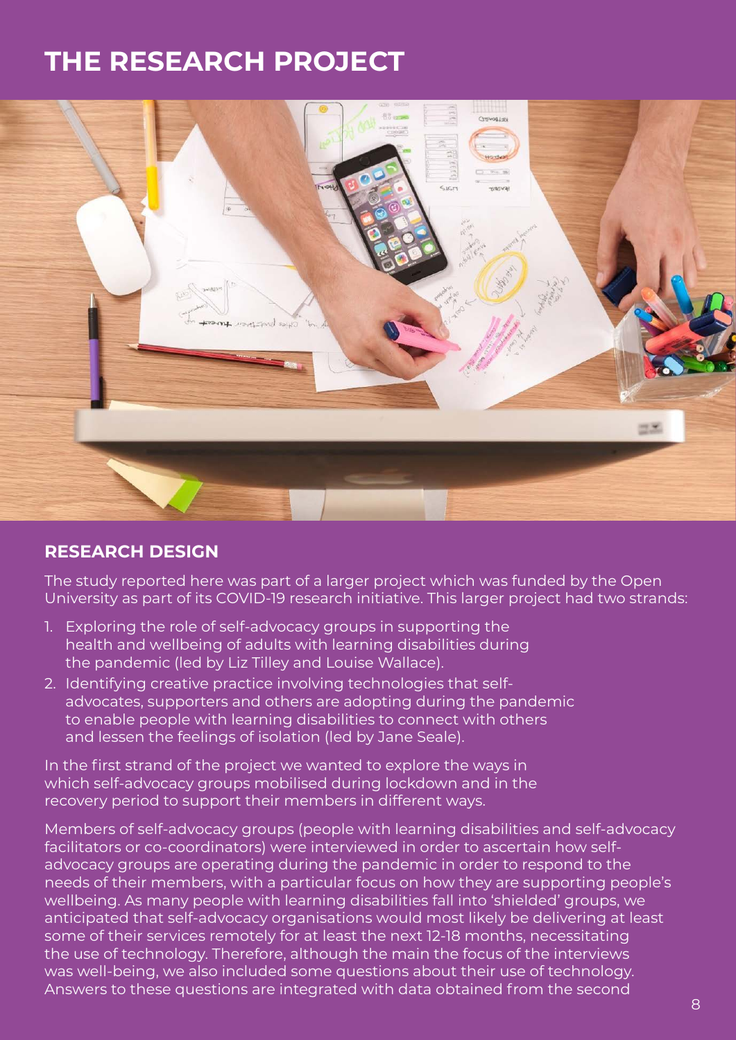# THE RESEARCH PROJECT

## RESEARCH DESIGN

The study reported here was part of a larger project which was funded by the Open University as part of its COVID-19 research initiative. This larger project had two strands:

1. Exploring the role of self-advocacy groups in supporting the health and wellbeing of adults with learning disabilities during the pandemic (led by Liz Tilley and Louise Wallace).
2. Identifying creative practice involving technologies that self-advocates, supporters and others are adopting during the pandemic to enable people with learning disabilities to connect with others and lessen the feelings of isolation (led by Jane Seale).

In the first strand of the project we wanted to explore the ways in which self-advocacy groups mobilised during lockdown and in the recovery period to support their members in different ways.

Members of self-advocacy groups (people with learning disabilities and self-advocacy facilitators or co-coordinators) were interviewed in order to ascertain how self-advocacy groups are operating during the pandemic in order to respond to the needs of their members, with a particular focus on how they are supporting people's wellbeing. As many people with learning disabilities fall into 'shielded' groups, we anticipated that self-advocacy organisations would most likely be delivering at least some of their services remotely for at least the next 12-18 months, necessitating the use of technology. Therefore, although the main the focus of the interviews was well-being, we also included some questions about their use of technology. Answers to these questions are integrated with data obtained from the second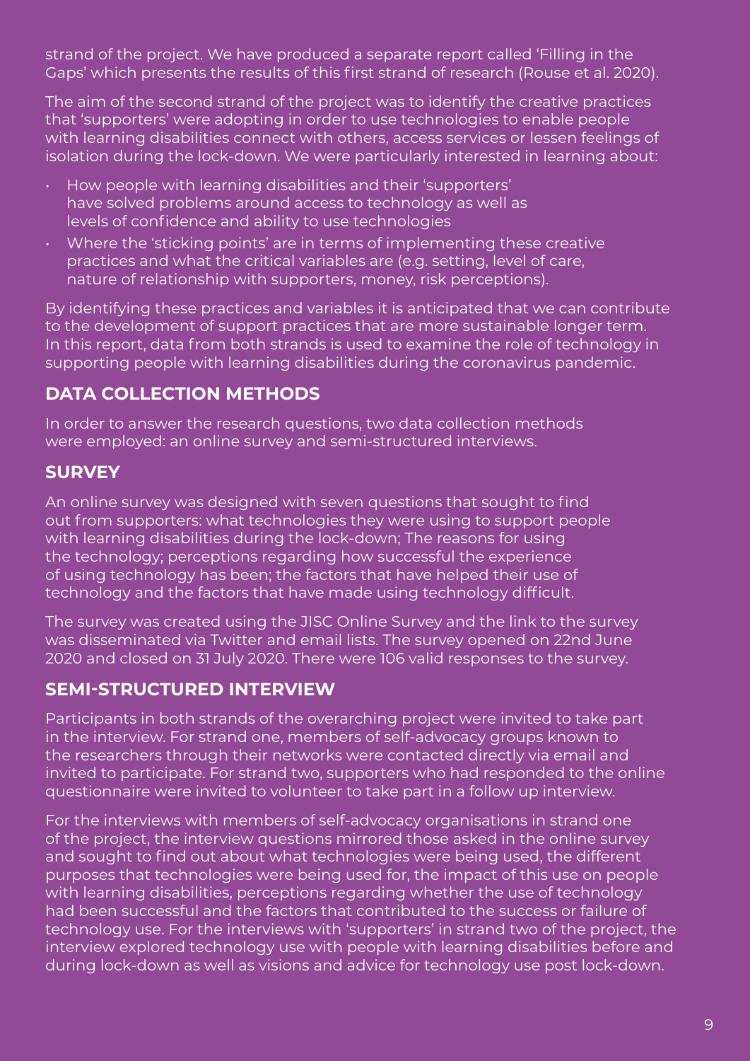strand of the project. We have produced a separate report called 'Filling in the Gaps' which presents the results of this first strand of research (Rouse et al. 2020).

The aim of the second strand of the project was to identify the creative practices that 'supporters' were adopting in order to use technologies to enable people with learning disabilities connect with others, access services or lessen feelings of isolation during the lock-down. We were particularly interested in learning about:

- How people with learning disabilities and their 'supporters' have solved problems around access to technology as well as levels of confidence and ability to use technologies
- Where the 'sticking points' are in terms of implementing these creative practices and what the critical variables are (e.g. setting, level of care, nature of relationship with supporters, money, risk perceptions).

By identifying these practices and variables it is anticipated that we can contribute to the development of support practices that are more sustainable longer term. In this report, data from both strands is used to examine the role of technology in supporting people with learning disabilities during the coronavirus pandemic.

## DATA COLLECTION METHODS

In order to answer the research questions, two data collection methods were employed: an online survey and semi-structured interviews.

## SURVEY

An online survey was designed with seven questions that sought to find out from supporters: what technologies they were using to support people with learning disabilities during the lock-down; The reasons for using the technology; perceptions regarding how successful the experience of using technology has been; the factors that have helped their use of technology and the factors that have made using technology difficult.

The survey was created using the JISC Online Survey and the link to the survey was disseminated via Twitter and email lists. The survey opened on 22nd June 2020 and closed on 31 July 2020. There were 106 valid responses to the survey.

## SEMI-STRUCTURED INTERVIEW

Participants in both strands of the overarching project were invited to take part in the interview. For strand one, members of self-advocacy groups known to the researchers through their networks were contacted directly via email and invited to participate. For strand two, supporters who had responded to the online questionnaire were invited to volunteer to take part in a follow up interview.

For the interviews with members of self-advocacy organisations in strand one of the project, the interview questions mirrored those asked in the online survey and sought to find out about what technologies were being used, the different purposes that technologies were being used for, the impact of this use on people with learning disabilities, perceptions regarding whether the use of technology had been successful and the factors that contributed to the success or failure of technology use. For the interviews with 'supporters' in strand two of the project, the interview explored technology use with people with learning disabilities before and during lock-down as well as visions and advice for technology use post lock-down.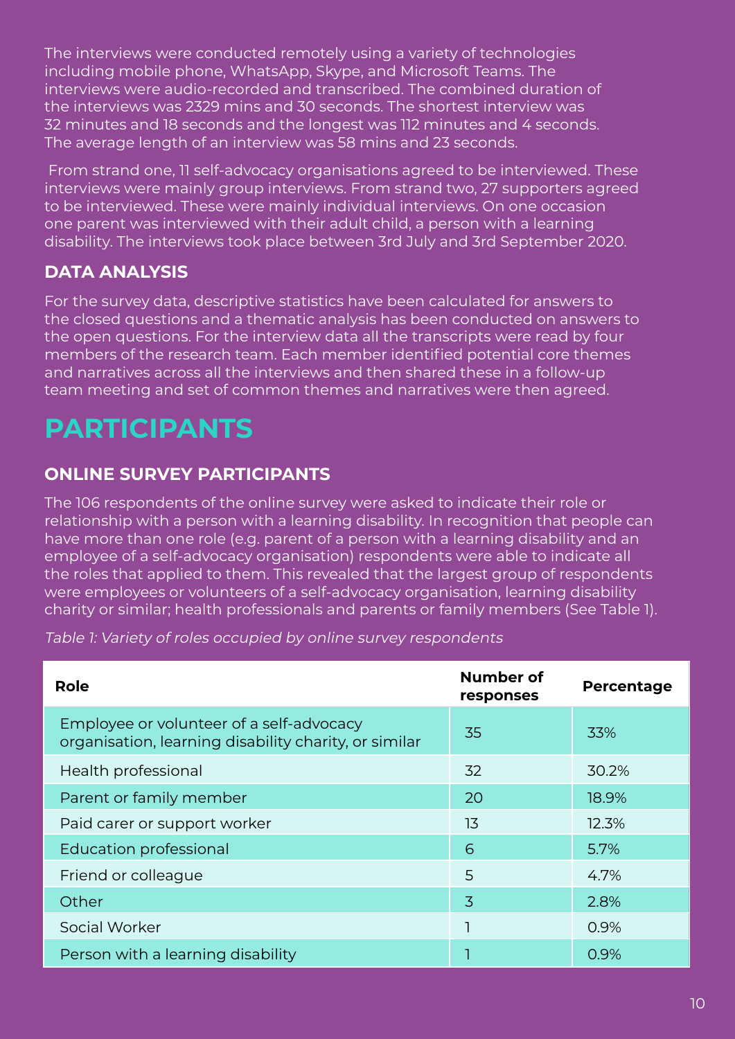The interviews were conducted remotely using a variety of technologies including mobile phone, WhatsApp, Skype, and Microsoft Teams. The interviews were audio-recorded and transcribed. The combined duration of the interviews was 2329 mins and 30 seconds. The shortest interview was 32 minutes and 18 seconds and the longest was 112 minutes and 4 seconds. The average length of an interview was 58 mins and 23 seconds.

From strand one, 11 self-advocacy organisations agreed to be interviewed. These interviews were mainly group interviews. From strand two, 27 supporters agreed to be interviewed. These were mainly individual interviews. On one occasion one parent was interviewed with their adult child, a person with a learning disability. The interviews took place between 3rd July and 3rd September 2020.

### DATA ANALYSIS

For the survey data, descriptive statistics have been calculated for answers to the closed questions and a thematic analysis has been conducted on answers to the open questions. For the interview data all the transcripts were read by four members of the research team. Each member identified potential core themes and narratives across all the interviews and then shared these in a follow-up team meeting and set of common themes and narratives were then agreed.

## PARTICIPANTS

### ONLINE SURVEY PARTICIPANTS

The 106 respondents of the online survey were asked to indicate their role or relationship with a person with a learning disability. In recognition that people can have more than one role (e.g. parent of a person with a learning disability and an employee of a self-advocacy organisation) respondents were able to indicate all the roles that applied to them. This revealed that the largest group of respondents were employees or volunteers of a self-advocacy organisation, learning disability charity or similar; health professionals and parents or family members (See Table 1).

*Table 1: Variety of roles occupied by online survey respondents*

| Role | Number of responses | Percentage |
|---|---|---|
| Employee or volunteer of a self-advocacy organisation, learning disability charity, or similar | 35 | 33% |
| Health professional | 32 | 30.2% |
| Parent or family member | 20 | 18.9% |
| Paid carer or support worker | 13 | 12.3% |
| Education professional | 6 | 5.7% |
| Friend or colleague | 5 | 4.7% |
| Other | 3 | 2.8% |
| Social Worker | 1 | 0.9% |
| Person with a learning disability | 1 | 0.9% |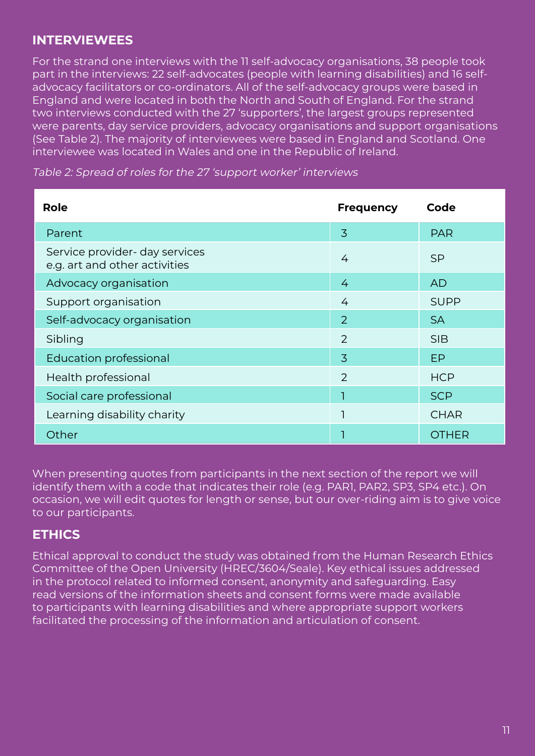## INTERVIEWEES

For the strand one interviews with the 11 self-advocacy organisations, 38 people took part in the interviews: 22 self-advocates (people with learning disabilities) and 16 self-advocacy facilitators or co-ordinators. All of the self-advocacy groups were based in England and were located in both the North and South of England. For the strand two interviews conducted with the 27 'supporters', the largest groups represented were parents, day service providers, advocacy organisations and support organisations (See Table 2). The majority of interviewees were based in England and Scotland. One interviewee was located in Wales and one in the Republic of Ireland.

*Table 2: Spread of roles for the 27 'support worker' interviews*

| Role | Frequency | Code |
|---|---|---|
| Parent | 3 | PAR |
| Service provider- day services e.g. art and other activities | 4 | SP |
| Advocacy organisation | 4 | AD |
| Support organisation | 4 | SUPP |
| Self-advocacy organisation | 2 | SA |
| Sibling | 2 | SIB |
| Education professional | 3 | EP |
| Health professional | 2 | HCP |
| Social care professional | 1 | SCP |
| Learning disability charity | 1 | CHAR |
| Other | 1 | OTHER |

When presenting quotes from participants in the next section of the report we will identify them with a code that indicates their role (e.g. PAR1, PAR2, SP3, SP4 etc.). On occasion, we will edit quotes for length or sense, but our over-riding aim is to give voice to our participants.

## ETHICS

Ethical approval to conduct the study was obtained from the Human Research Ethics Committee of the Open University (HREC/3604/Seale). Key ethical issues addressed in the protocol related to informed consent, anonymity and safeguarding. Easy read versions of the information sheets and consent forms were made available to participants with learning disabilities and where appropriate support workers facilitated the processing of the information and articulation of consent.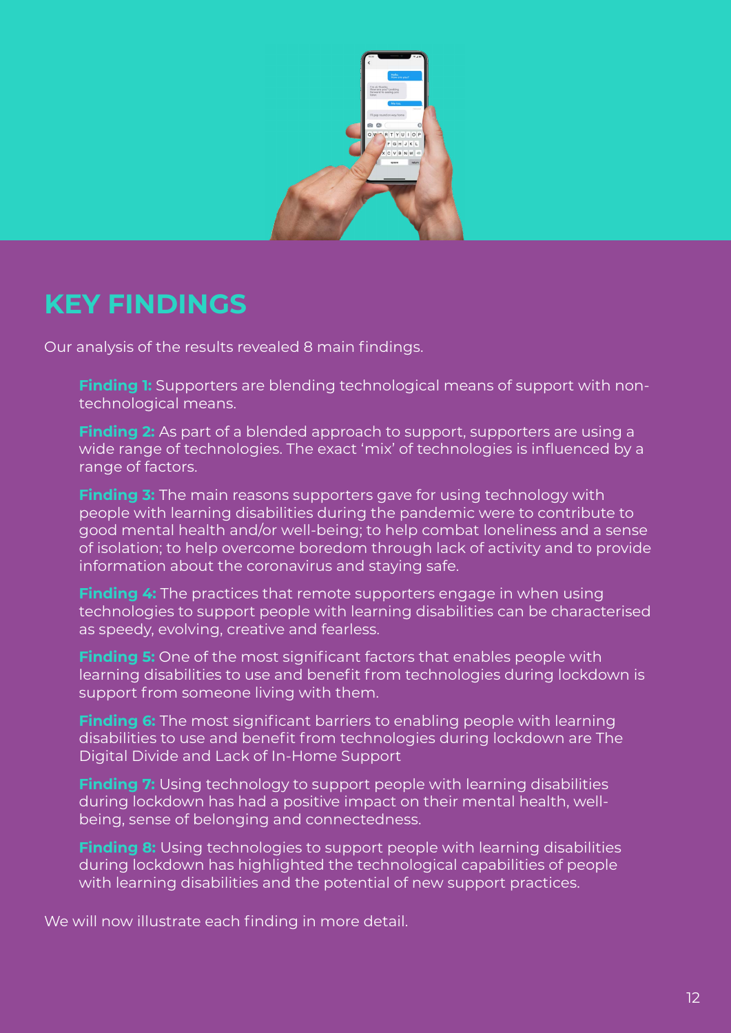# KEY FINDINGS

Our analysis of the results revealed 8 main findings.

**Finding 1:** Supporters are blending technological means of support with non-technological means.

**Finding 2:** As part of a blended approach to support, supporters are using a wide range of technologies. The exact 'mix' of technologies is influenced by a range of factors.

**Finding 3:** The main reasons supporters gave for using technology with people with learning disabilities during the pandemic were to contribute to good mental health and/or well-being; to help combat loneliness and a sense of isolation; to help overcome boredom through lack of activity and to provide information about the coronavirus and staying safe.

**Finding 4:** The practices that remote supporters engage in when using technologies to support people with learning disabilities can be characterised as speedy, evolving, creative and fearless.

**Finding 5:** One of the most significant factors that enables people with learning disabilities to use and benefit from technologies during lockdown is support from someone living with them.

**Finding 6:** The most significant barriers to enabling people with learning disabilities to use and benefit from technologies during lockdown are The Digital Divide and Lack of In-Home Support

**Finding 7:** Using technology to support people with learning disabilities during lockdown has had a positive impact on their mental health, well-being, sense of belonging and connectedness.

**Finding 8:** Using technologies to support people with learning disabilities during lockdown has highlighted the technological capabilities of people with learning disabilities and the potential of new support practices.

We will now illustrate each finding in more detail.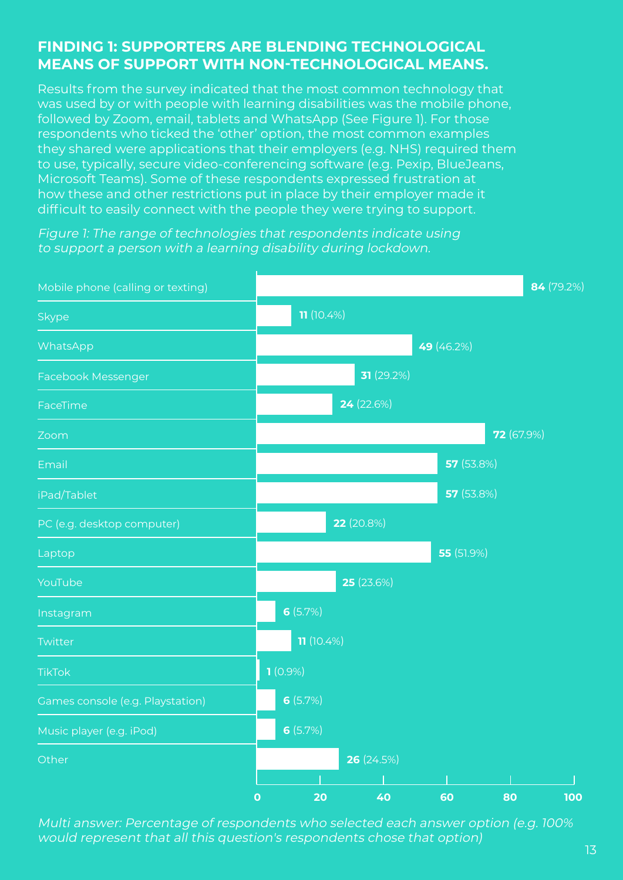## FINDING 1: SUPPORTERS ARE BLENDING TECHNOLOGICAL MEANS OF SUPPORT WITH NON-TECHNOLOGICAL MEANS.

Results from the survey indicated that the most common technology that was used by or with people with learning disabilities was the mobile phone, followed by Zoom, email, tablets and WhatsApp (See Figure 1). For those respondents who ticked the 'other' option, the most common examples they shared were applications that their employers (e.g. NHS) required them to use, typically, secure video-conferencing software (e.g. Pexip, BlueJeans, Microsoft Teams). Some of these respondents expressed frustration at how these and other restrictions put in place by their employer made it difficult to easily connect with the people they were trying to support.

*Figure 1: The range of technologies that respondents indicate using to support a person with a learning disability during lockdown.*

| Technology | Respondents |
| --- | --- |
| Mobile phone (calling or texting) | **84** (79.2%) |
| Skype | **11** (10.4%) |
| WhatsApp | **49** (46.2%) |
| Facebook Messenger | **31** (29.2%) |
| FaceTime | **24** (22.6%) |
| Zoom | **72** (67.9%) |
| Email | **57** (53.8%) |
| iPad/Tablet | **57** (53.8%) |
| PC (e.g. desktop computer) | **22** (20.8%) |
| Laptop | **55** (51.9%) |
| YouTube | **25** (23.6%) |
| Instagram | **6** (5.7%) |
| Twitter | **11** (10.4%) |
| TikTok | **1** (0.9%) |
| Games console (e.g. Playstation) | **6** (5.7%) |
| Music player (e.g. iPod) | **6** (5.7%) |
| Other | **26** (24.5%) |

*Multi answer: Percentage of respondents who selected each answer option (e.g. 100% would represent that all this question's respondents chose that option)*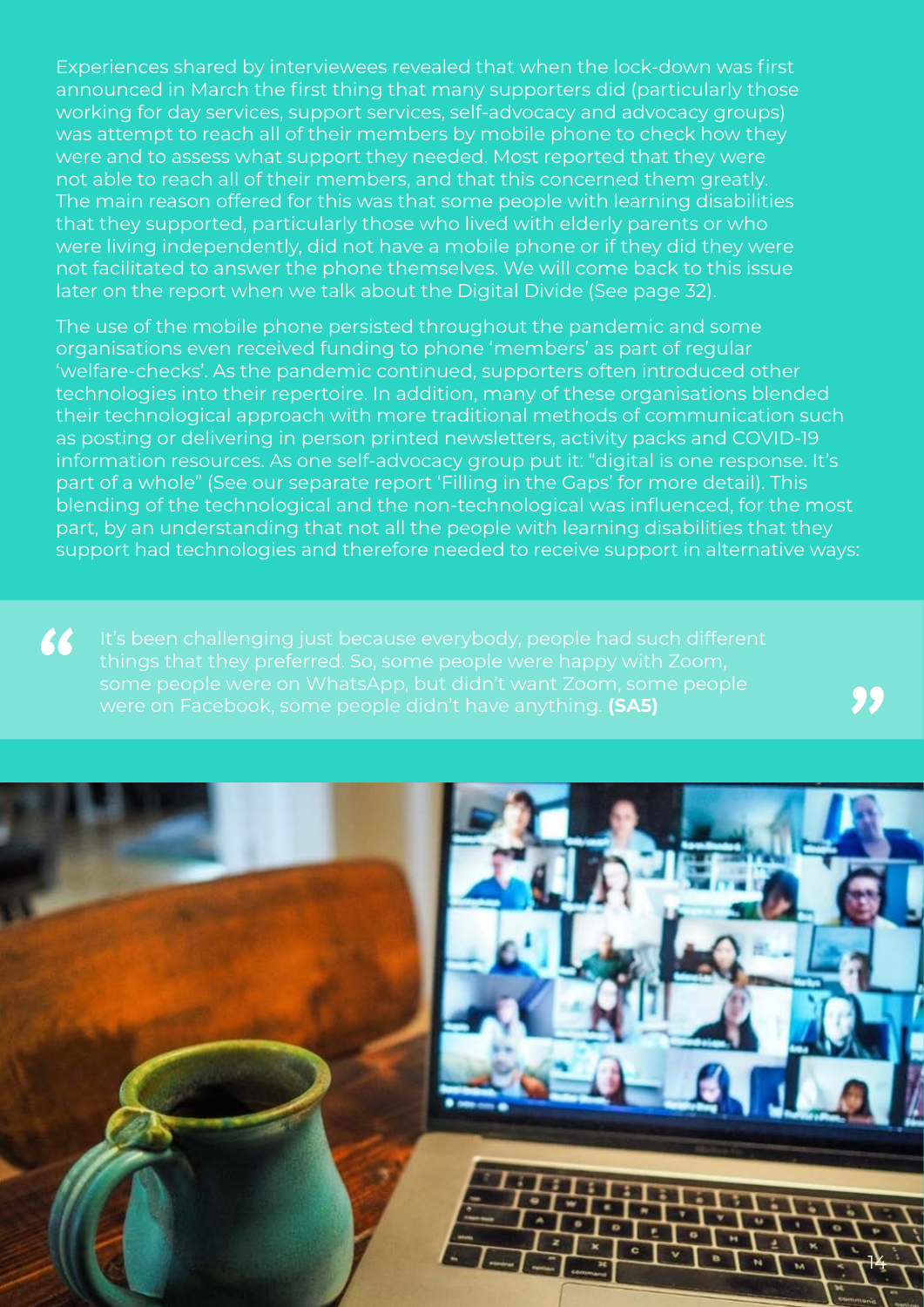Experiences shared by interviewees revealed that when the lock-down was first announced in March the first thing that many supporters did (particularly those working for day services, support services, self-advocacy and advocacy groups) was attempt to reach all of their members by mobile phone to check how they were and to assess what support they needed. Most reported that they were not able to reach all of their members, and that this concerned them greatly. The main reason offered for this was that some people with learning disabilities that they supported, particularly those who lived with elderly parents or who were living independently, did not have a mobile phone or if they did they were not facilitated to answer the phone themselves. We will come back to this issue later on the report when we talk about the Digital Divide (See page 32).

The use of the mobile phone persisted throughout the pandemic and some organisations even received funding to phone 'members' as part of regular 'welfare-checks'. As the pandemic continued, supporters often introduced other technologies into their repertoire. In addition, many of these organisations blended their technological approach with more traditional methods of communication such as posting or delivering in person printed newsletters, activity packs and COVID-19 information resources. As one self-advocacy group put it: "digital is one response. It's part of a whole" (See our separate report 'Filling in the Gaps' for more detail). This blending of the technological and the non-technological was influenced, for the most part, by an understanding that not all the people with learning disabilities that they support had technologies and therefore needed to receive support in alternative ways:

> "It's been challenging just because everybody, people had such different things that they preferred. So, some people were happy with Zoom, some people were on WhatsApp, but didn't want Zoom, some people were on Facebook, some people didn't have anything. **(SA5)**"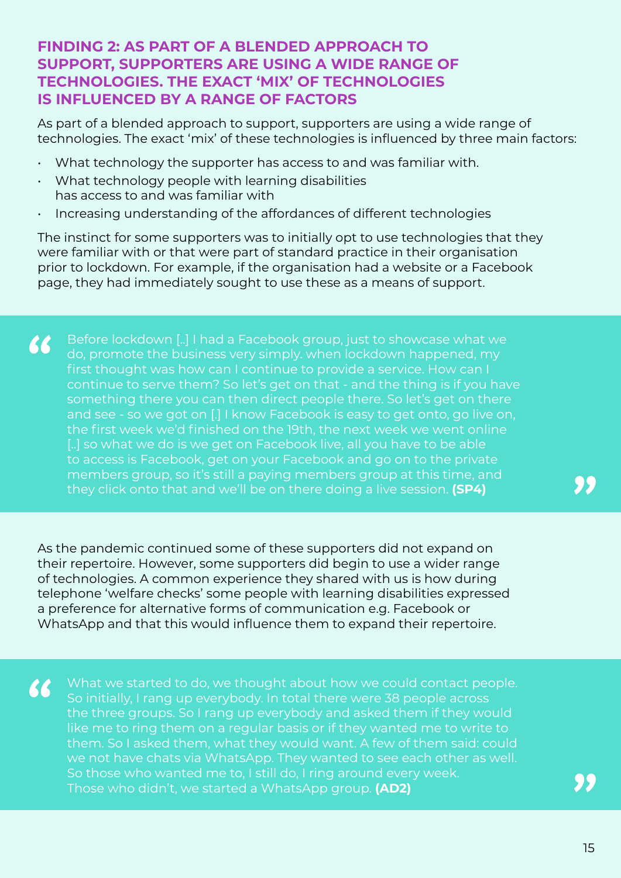## FINDING 2: AS PART OF A BLENDED APPROACH TO SUPPORT, SUPPORTERS ARE USING A WIDE RANGE OF TECHNOLOGIES. THE EXACT 'MIX' OF TECHNOLOGIES IS INFLUENCED BY A RANGE OF FACTORS

As part of a blended approach to support, supporters are using a wide range of technologies. The exact 'mix' of these technologies is influenced by three main factors:

- What technology the supporter has access to and was familiar with.
- What technology people with learning disabilities has access to and was familiar with
- Increasing understanding of the affordances of different technologies

The instinct for some supporters was to initially opt to use technologies that they were familiar with or that were part of standard practice in their organisation prior to lockdown. For example, if the organisation had a website or a Facebook page, they had immediately sought to use these as a means of support.

> "Before lockdown [..] I had a Facebook group, just to showcase what we do, promote the business very simply. when lockdown happened, my first thought was how can I continue to provide a service. How can I continue to serve them? So let's get on that - and the thing is if you have something there you can then direct people there. So let's get on there and see - so we got on [.] I know Facebook is easy to get onto, go live on, the first week we'd finished on the 19th, the next week we went online [..] so what we do is we get on Facebook live, all you have to be able to access is Facebook, get on your Facebook and go on to the private members group, so it's still a paying members group at this time, and they click onto that and we'll be on there doing a live session. **(SP4)**"

As the pandemic continued some of these supporters did not expand on their repertoire. However, some supporters did begin to use a wider range of technologies. A common experience they shared with us is how during telephone 'welfare checks' some people with learning disabilities expressed a preference for alternative forms of communication e.g. Facebook or WhatsApp and that this would influence them to expand their repertoire.

> "What we started to do, we thought about how we could contact people. So initially, I rang up everybody. In total there were 38 people across the three groups. So I rang up everybody and asked them if they would like me to ring them on a regular basis or if they wanted me to write to them. So I asked them, what they would want. A few of them said: could we not have chats via WhatsApp. They wanted to see each other as well. So those who wanted me to, I still do, I ring around every week. Those who didn't, we started a WhatsApp group. **(AD2)**"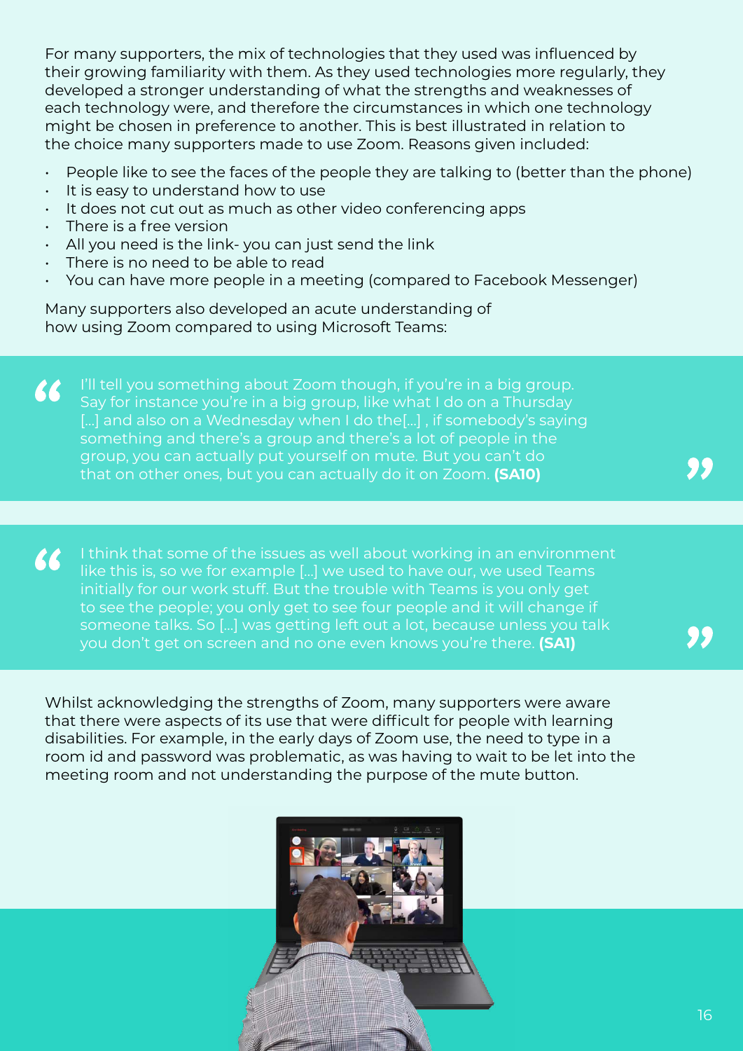For many supporters, the mix of technologies that they used was influenced by their growing familiarity with them. As they used technologies more regularly, they developed a stronger understanding of what the strengths and weaknesses of each technology were, and therefore the circumstances in which one technology might be chosen in preference to another. This is best illustrated in relation to the choice many supporters made to use Zoom. Reasons given included:

- People like to see the faces of the people they are talking to (better than the phone)
- It is easy to understand how to use
- It does not cut out as much as other video conferencing apps
- There is a free version
- All you need is the link- you can just send the link
- There is no need to be able to read
- You can have more people in a meeting (compared to Facebook Messenger)

Many supporters also developed an acute understanding of how using Zoom compared to using Microsoft Teams:

> I'll tell you something about Zoom though, if you're in a big group. Say for instance you're in a big group, like what I do on a Thursday [...] and also on a Wednesday when I do the[...] , if somebody's saying something and there's a group and there's a lot of people in the group, you can actually put yourself on mute. But you can't do that on other ones, but you can actually do it on Zoom. **(SA10)**

> I think that some of the issues as well about working in an environment like this is, so we for example [...] we used to have our, we used Teams initially for our work stuff. But the trouble with Teams is you only get to see the people; you only get to see four people and it will change if someone talks. So [...] was getting left out a lot, because unless you talk you don't get on screen and no one even knows you're there. **(SA1)**

Whilst acknowledging the strengths of Zoom, many supporters were aware that there were aspects of its use that were difficult for people with learning disabilities. For example, in the early days of Zoom use, the need to type in a room id and password was problematic, as was having to wait to be let into the meeting room and not understanding the purpose of the mute button.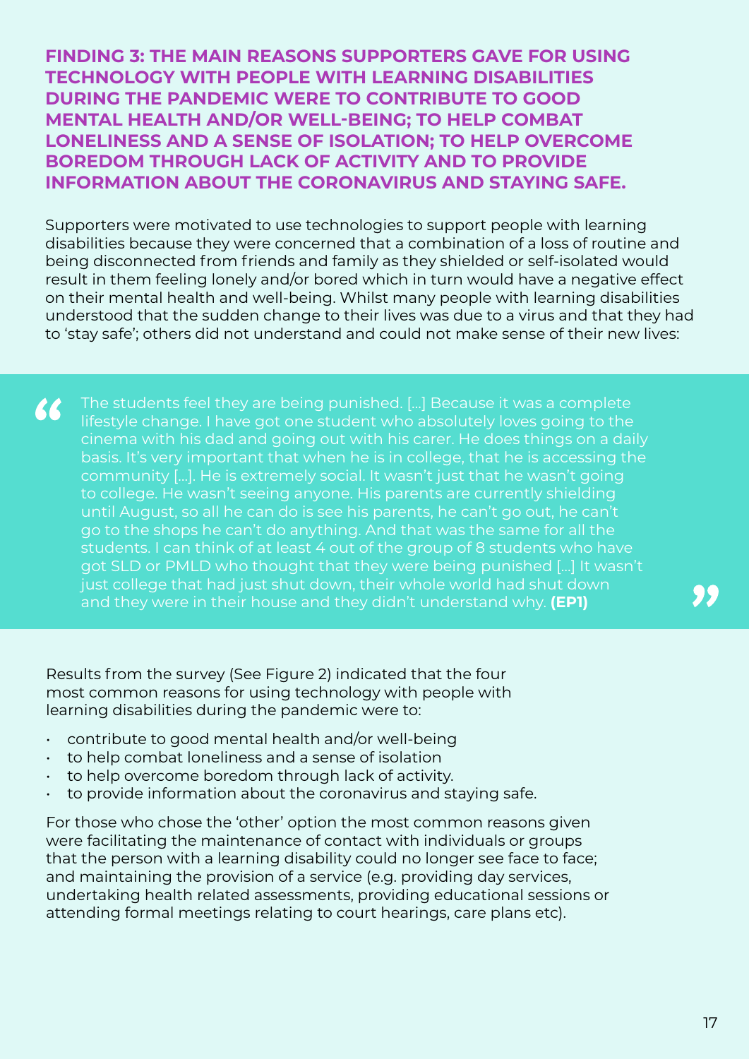## FINDING 3: THE MAIN REASONS SUPPORTERS GAVE FOR USING TECHNOLOGY WITH PEOPLE WITH LEARNING DISABILITIES DURING THE PANDEMIC WERE TO CONTRIBUTE TO GOOD MENTAL HEALTH AND/OR WELL-BEING; TO HELP COMBAT LONELINESS AND A SENSE OF ISOLATION; TO HELP OVERCOME BOREDOM THROUGH LACK OF ACTIVITY AND TO PROVIDE INFORMATION ABOUT THE CORONAVIRUS AND STAYING SAFE.

Supporters were motivated to use technologies to support people with learning disabilities because they were concerned that a combination of a loss of routine and being disconnected from friends and family as they shielded or self-isolated would result in them feeling lonely and/or bored which in turn would have a negative effect on their mental health and well-being. Whilst many people with learning disabilities understood that the sudden change to their lives was due to a virus and that they had to 'stay safe'; others did not understand and could not make sense of their new lives:

> "The students feel they are being punished. [...] Because it was a complete lifestyle change. I have got one student who absolutely loves going to the cinema with his dad and going out with his carer. He does things on a daily basis. It's very important that when he is in college, that he is accessing the community [...]. He is extremely social. It wasn't just that he wasn't going to college. He wasn't seeing anyone. His parents are currently shielding until August, so all he can do is see his parents, he can't go out, he can't go to the shops he can't do anything. And that was the same for all the students. I can think of at least 4 out of the group of 8 students who have got SLD or PMLD who thought that they were being punished [...] It wasn't just college that had just shut down, their whole world had shut down and they were in their house and they didn't understand why. **(EP1)**"

Results from the survey (See Figure 2) indicated that the four most common reasons for using technology with people with learning disabilities during the pandemic were to:

- contribute to good mental health and/or well-being
- to help combat loneliness and a sense of isolation
- to help overcome boredom through lack of activity.
- to provide information about the coronavirus and staying safe.

For those who chose the 'other' option the most common reasons given were facilitating the maintenance of contact with individuals or groups that the person with a learning disability could no longer see face to face; and maintaining the provision of a service (e.g. providing day services, undertaking health related assessments, providing educational sessions or attending formal meetings relating to court hearings, care plans etc).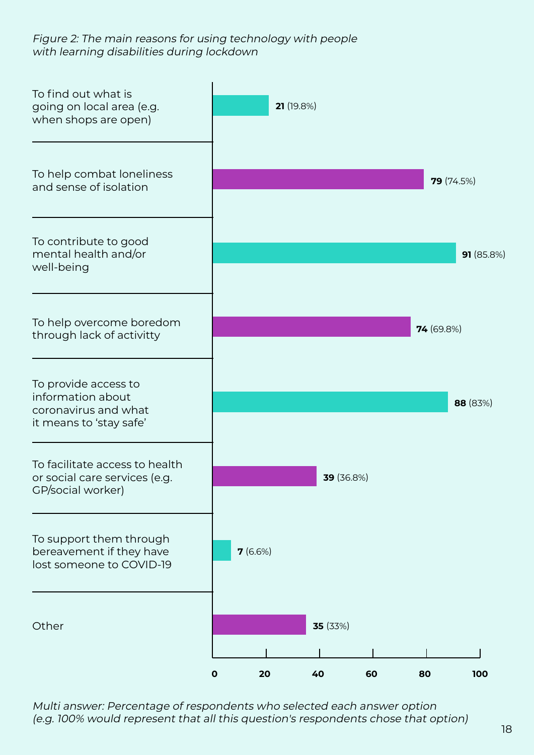*Figure 2: The main reasons for using technology with people with learning disabilities during lockdown*

| Reason | Number | Percentage |
| --- | --- | --- |
| To find out what is going on local area (e.g. when shops are open) | 21 | (19.8%) |
| To help combat loneliness and sense of isolation | 79 | (74.5%) |
| To contribute to good mental health and/or well-being | 91 | (85.8%) |
| To help overcome boredom through lack of activitty | 74 | (69.8%) |
| To provide access to information about coronavirus and what it means to 'stay safe' | 88 | (83%) |
| To facilitate access to health or social care services (e.g. GP/social worker) | 39 | (36.8%) |
| To support them through bereavement if they have lost someone to COVID-19 | 7 | (6.6%) |
| Other | 35 | (33%) |

*Multi answer: Percentage of respondents who selected each answer option (e.g. 100% would represent that all this question's respondents chose that option)*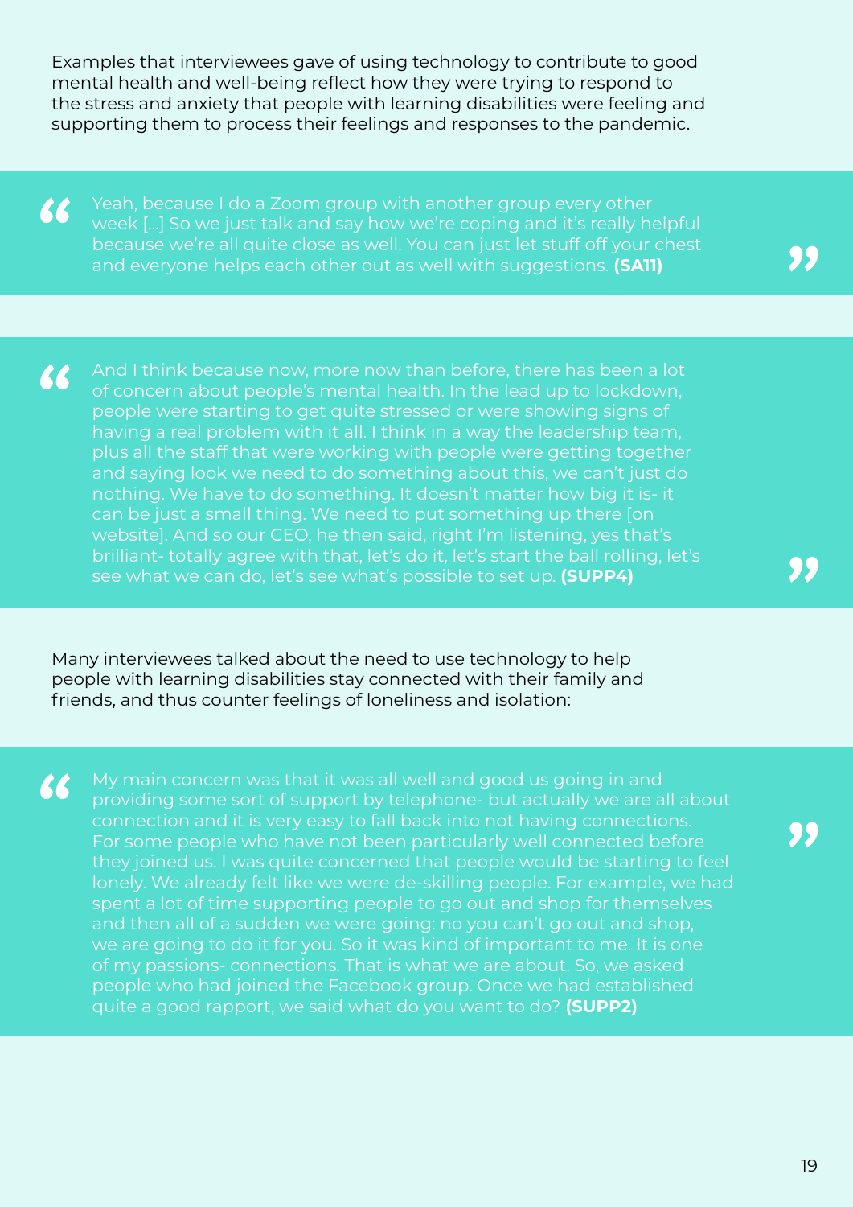Examples that interviewees gave of using technology to contribute to good mental health and well-being reflect how they were trying to respond to the stress and anxiety that people with learning disabilities were feeling and supporting them to process their feelings and responses to the pandemic.

> Yeah, because I do a Zoom group with another group every other week [...] So we just talk and say how we're coping and it's really helpful because we're all quite close as well. You can just let stuff off your chest and everyone helps each other out as well with suggestions. **(SA11)**

> And I think because now, more now than before, there has been a lot of concern about people's mental health. In the lead up to lockdown, people were starting to get quite stressed or were showing signs of having a real problem with it all. I think in a way the leadership team, plus all the staff that were working with people were getting together and saying look we need to do something about this, we can't just do nothing. We have to do something. It doesn't matter how big it is- it can be just a small thing. We need to put something up there [on website]. And so our CEO, he then said, right I'm listening, yes that's brilliant- totally agree with that, let's do it, let's start the ball rolling, let's see what we can do, let's see what's possible to set up. **(SUPP4)**

Many interviewees talked about the need to use technology to help people with learning disabilities stay connected with their family and friends, and thus counter feelings of loneliness and isolation:

> My main concern was that it was all well and good us going in and providing some sort of support by telephone- but actually we are all about connection and it is very easy to fall back into not having connections. For some people who have not been particularly well connected before they joined us. I was quite concerned that people would be starting to feel lonely. We already felt like we were de-skilling people. For example, we had spent a lot of time supporting people to go out and shop for themselves and then all of a sudden we were going: no you can't go out and shop, we are going to do it for you. So it was kind of important to me. It is one of my passions- connections. That is what we are about. So, we asked people who had joined the Facebook group. Once we had established quite a good rapport, we said what do you want to do? **(SUPP2)**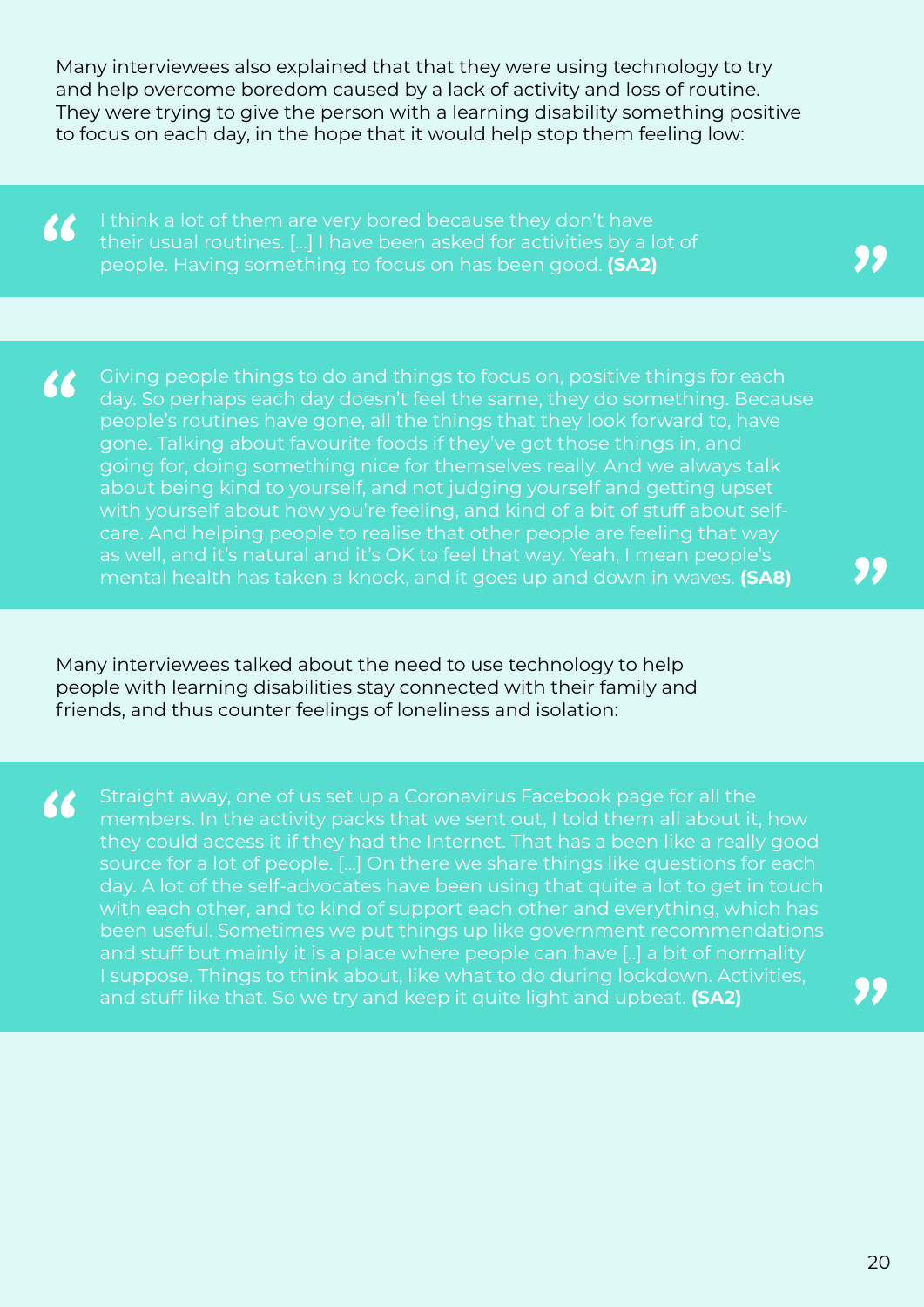Many interviewees also explained that that they were using technology to try and help overcome boredom caused by a lack of activity and loss of routine. They were trying to give the person with a learning disability something positive to focus on each day, in the hope that it would help stop them feeling low:

> I think a lot of them are very bored because they don't have their usual routines. […] I have been asked for activities by a lot of people. Having something to focus on has been good. **(SA2)**

> Giving people things to do and things to focus on, positive things for each day. So perhaps each day doesn't feel the same, they do something. Because people's routines have gone, all the things that they look forward to, have gone. Talking about favourite foods if they've got those things in, and going for, doing something nice for themselves really. And we always talk about being kind to yourself, and not judging yourself and getting upset with yourself about how you're feeling, and kind of a bit of stuff about self-care. And helping people to realise that other people are feeling that way as well, and it's natural and it's OK to feel that way. Yeah, I mean people's mental health has taken a knock, and it goes up and down in waves. **(SA8)**

Many interviewees talked about the need to use technology to help people with learning disabilities stay connected with their family and friends, and thus counter feelings of loneliness and isolation:

> Straight away, one of us set up a Coronavirus Facebook page for all the members. In the activity packs that we sent out, I told them all about it, how they could access it if they had the Internet. That has a been like a really good source for a lot of people. […] On there we share things like questions for each day. A lot of the self-advocates have been using that quite a lot to get in touch with each other, and to kind of support each other and everything, which has been useful. Sometimes we put things up like government recommendations and stuff but mainly it is a place where people can have [..] a bit of normality I suppose. Things to think about, like what to do during lockdown. Activities, and stuff like that. So we try and keep it quite light and upbeat. **(SA2)**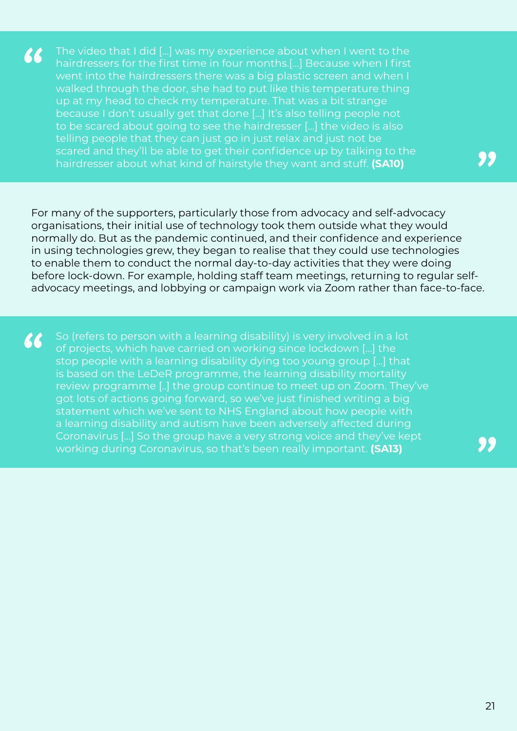> The video that I did [...] was my experience about when I went to the hairdressers for the first time in four months.[...] Because when I first went into the hairdressers there was a big plastic screen and when I walked through the door, she had to put like this temperature thing up at my head to check my temperature. That was a bit strange because I don't usually get that done [...] It's also telling people not to be scared about going to see the hairdresser [...] the video is also telling people that they can just go in just relax and just not be scared and they'll be able to get their confidence up by talking to the hairdresser about what kind of hairstyle they want and stuff. **(SA10)**

For many of the supporters, particularly those from advocacy and self-advocacy organisations, their initial use of technology took them outside what they would normally do. But as the pandemic continued, and their confidence and experience in using technologies grew, they began to realise that they could use technologies to enable them to conduct the normal day-to-day activities that they were doing before lock-down. For example, holding staff team meetings, returning to regular self-advocacy meetings, and lobbying or campaign work via Zoom rather than face-to-face.

> So (refers to person with a learning disability) is very involved in a lot of projects, which have carried on working since lockdown [...] the stop people with a learning disability dying too young group [...] that is based on the LeDeR programme, the learning disability mortality review programme [..] the group continue to meet up on Zoom. They've got lots of actions going forward, so we've just finished writing a big statement which we've sent to NHS England about how people with a learning disability and autism have been adversely affected during Coronavirus [...] So the group have a very strong voice and they've kept working during Coronavirus, so that's been really important. **(SA13)**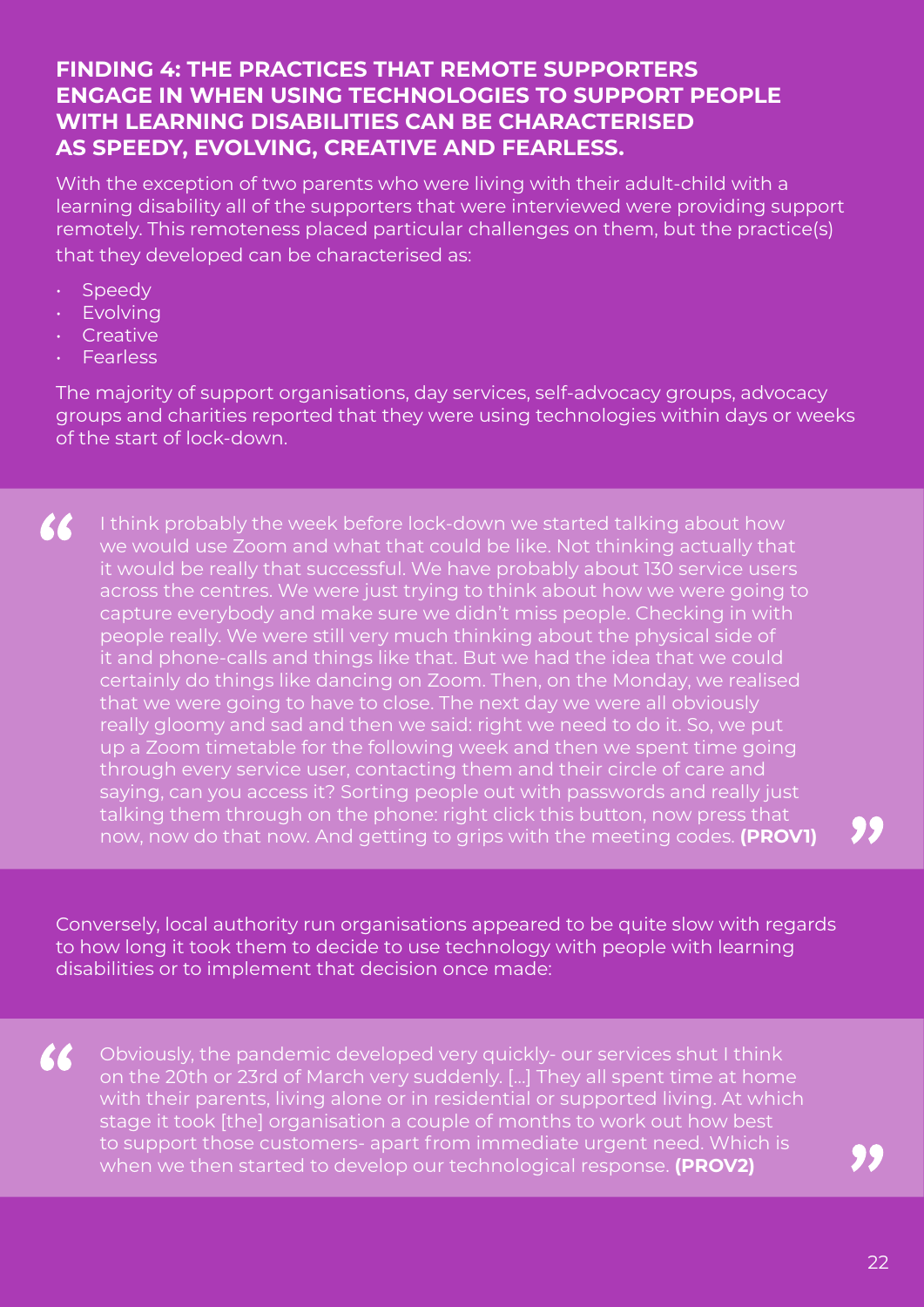## FINDING 4: THE PRACTICES THAT REMOTE SUPPORTERS ENGAGE IN WHEN USING TECHNOLOGIES TO SUPPORT PEOPLE WITH LEARNING DISABILITIES CAN BE CHARACTERISED AS SPEEDY, EVOLVING, CREATIVE AND FEARLESS.

With the exception of two parents who were living with their adult-child with a learning disability all of the supporters that were interviewed were providing support remotely. This remoteness placed particular challenges on them, but the practice(s) that they developed can be characterised as:

- Speedy
- Evolving
- Creative
- Fearless

The majority of support organisations, day services, self-advocacy groups, advocacy groups and charities reported that they were using technologies within days or weeks of the start of lock-down.

> I think probably the week before lock-down we started talking about how we would use Zoom and what that could be like. Not thinking actually that it would be really that successful. We have probably about 130 service users across the centres. We were just trying to think about how we were going to capture everybody and make sure we didn't miss people. Checking in with people really. We were still very much thinking about the physical side of it and phone-calls and things like that. But we had the idea that we could certainly do things like dancing on Zoom. Then, on the Monday, we realised that we were going to have to close. The next day we were all obviously really gloomy and sad and then we said: right we need to do it. So, we put up a Zoom timetable for the following week and then we spent time going through every service user, contacting them and their circle of care and saying, can you access it? Sorting people out with passwords and really just talking them through on the phone: right click this button, now press that now, now do that now. And getting to grips with the meeting codes. **(PROV1)**

Conversely, local authority run organisations appeared to be quite slow with regards to how long it took them to decide to use technology with people with learning disabilities or to implement that decision once made:

> Obviously, the pandemic developed very quickly- our services shut I think on the 20th or 23rd of March very suddenly. [...] They all spent time at home with their parents, living alone or in residential or supported living. At which stage it took [the] organisation a couple of months to work out how best to support those customers- apart from immediate urgent need. Which is when we then started to develop our technological response. **(PROV2)**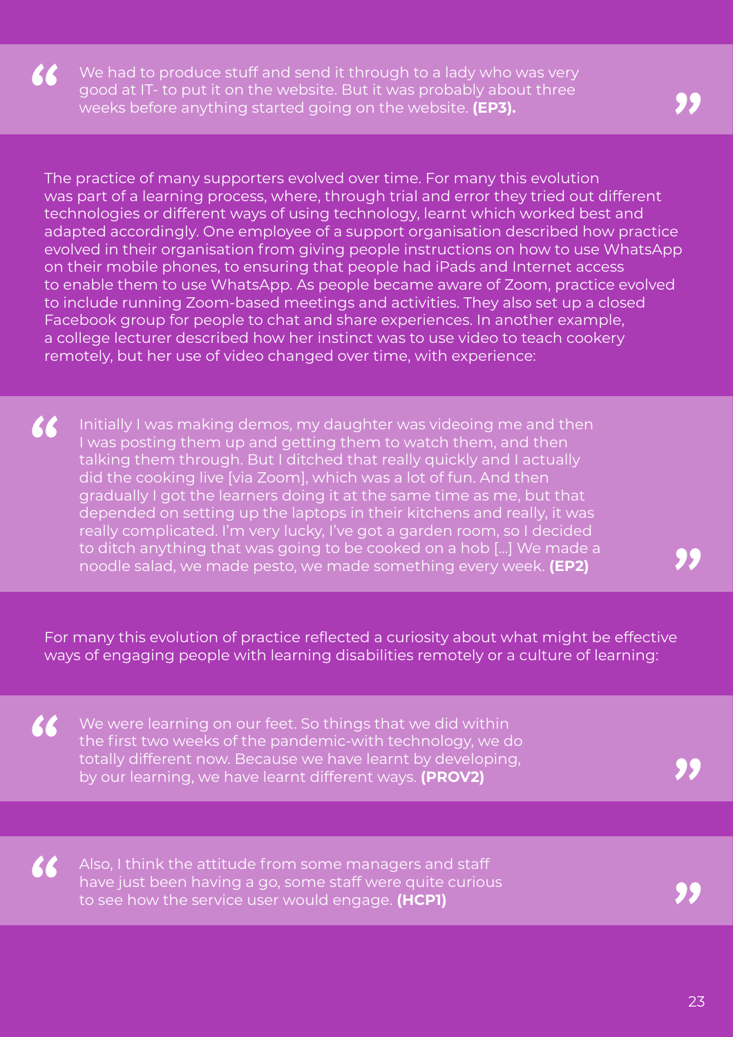> We had to produce stuff and send it through to a lady who was very good at IT- to put it on the website. But it was probably about three weeks before anything started going on the website. **(EP3).**

The practice of many supporters evolved over time. For many this evolution was part of a learning process, where, through trial and error they tried out different technologies or different ways of using technology, learnt which worked best and adapted accordingly. One employee of a support organisation described how practice evolved in their organisation from giving people instructions on how to use WhatsApp on their mobile phones, to ensuring that people had iPads and Internet access to enable them to use WhatsApp. As people became aware of Zoom, practice evolved to include running Zoom-based meetings and activities. They also set up a closed Facebook group for people to chat and share experiences. In another example, a college lecturer described how her instinct was to use video to teach cookery remotely, but her use of video changed over time, with experience:

> Initially I was making demos, my daughter was videoing me and then I was posting them up and getting them to watch them, and then talking them through. But I ditched that really quickly and I actually did the cooking live [via Zoom], which was a lot of fun. And then gradually I got the learners doing it at the same time as me, but that depended on setting up the laptops in their kitchens and really, it was really complicated. I'm very lucky, I've got a garden room, so I decided to ditch anything that was going to be cooked on a hob [...] We made a noodle salad, we made pesto, we made something every week. **(EP2)**

For many this evolution of practice reflected a curiosity about what might be effective ways of engaging people with learning disabilities remotely or a culture of learning:

> We were learning on our feet. So things that we did within the first two weeks of the pandemic-with technology, we do totally different now. Because we have learnt by developing, by our learning, we have learnt different ways. **(PROV2)**

> Also, I think the attitude from some managers and staff have just been having a go, some staff were quite curious to see how the service user would engage. **(HCP1)**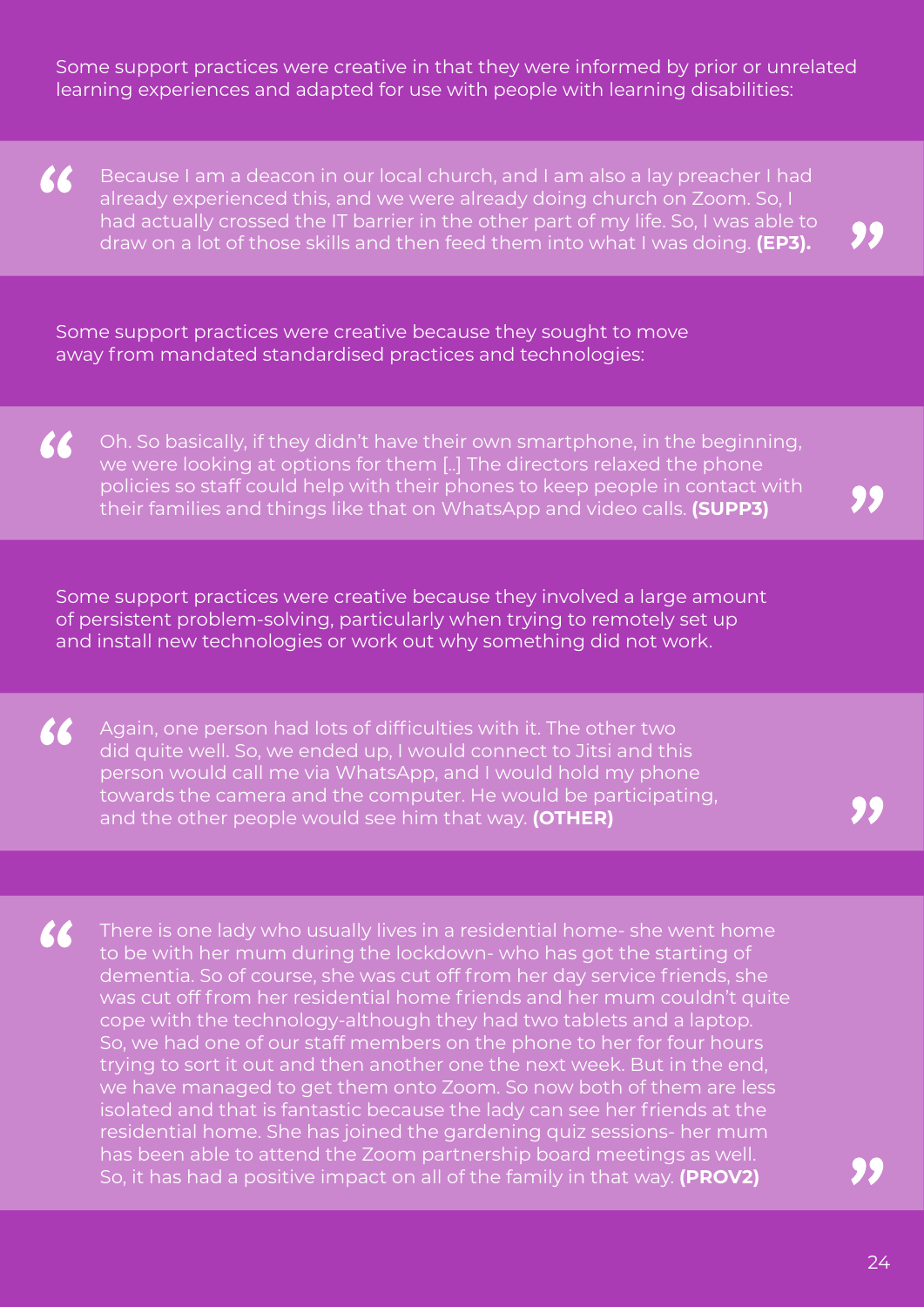Some support practices were creative in that they were informed by prior or unrelated learning experiences and adapted for use with people with learning disabilities:

> Because I am a deacon in our local church, and I am also a lay preacher I had already experienced this, and we were already doing church on Zoom. So, I had actually crossed the IT barrier in the other part of my life. So, I was able to draw on a lot of those skills and then feed them into what I was doing. **(EP3).**

Some support practices were creative because they sought to move away from mandated standardised practices and technologies:

> Oh. So basically, if they didn't have their own smartphone, in the beginning, we were looking at options for them [..] The directors relaxed the phone policies so staff could help with their phones to keep people in contact with their families and things like that on WhatsApp and video calls. **(SUPP3)**

Some support practices were creative because they involved a large amount of persistent problem-solving, particularly when trying to remotely set up and install new technologies or work out why something did not work.

> Again, one person had lots of difficulties with it. The other two did quite well. So, we ended up, I would connect to Jitsi and this person would call me via WhatsApp, and I would hold my phone towards the camera and the computer. He would be participating, and the other people would see him that way. **(OTHER)**

> There is one lady who usually lives in a residential home- she went home to be with her mum during the lockdown- who has got the starting of dementia. So of course, she was cut off from her day service friends, she was cut off from her residential home friends and her mum couldn't quite cope with the technology-although they had two tablets and a laptop. So, we had one of our staff members on the phone to her for four hours trying to sort it out and then another one the next week. But in the end, we have managed to get them onto Zoom. So now both of them are less isolated and that is fantastic because the lady can see her friends at the residential home. She has joined the gardening quiz sessions- her mum has been able to attend the Zoom partnership board meetings as well. So, it has had a positive impact on all of the family in that way. **(PROV2)**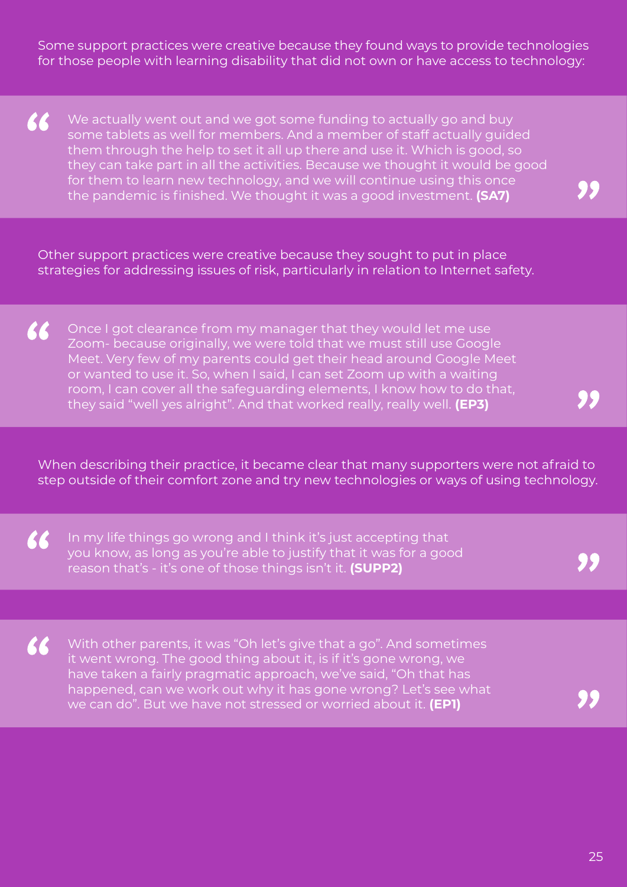Some support practices were creative because they found ways to provide technologies for those people with learning disability that did not own or have access to technology:

> We actually went out and we got some funding to actually go and buy some tablets as well for members. And a member of staff actually guided them through the help to set it all up there and use it. Which is good, so they can take part in all the activities. Because we thought it would be good for them to learn new technology, and we will continue using this once the pandemic is finished. We thought it was a good investment. **(SA7)**

Other support practices were creative because they sought to put in place strategies for addressing issues of risk, particularly in relation to Internet safety.

> Once I got clearance from my manager that they would let me use Zoom- because originally, we were told that we must still use Google Meet. Very few of my parents could get their head around Google Meet or wanted to use it. So, when I said, I can set Zoom up with a waiting room, I can cover all the safeguarding elements, I know how to do that, they said "well yes alright". And that worked really, really well. **(EP3)**

When describing their practice, it became clear that many supporters were not afraid to step outside of their comfort zone and try new technologies or ways of using technology.

> In my life things go wrong and I think it's just accepting that you know, as long as you're able to justify that it was for a good reason that's - it's one of those things isn't it. **(SUPP2)**

> With other parents, it was "Oh let's give that a go". And sometimes it went wrong. The good thing about it, is if it's gone wrong, we have taken a fairly pragmatic approach, we've said, "Oh that has happened, can we work out why it has gone wrong? Let's see what we can do". But we have not stressed or worried about it. **(EP1)**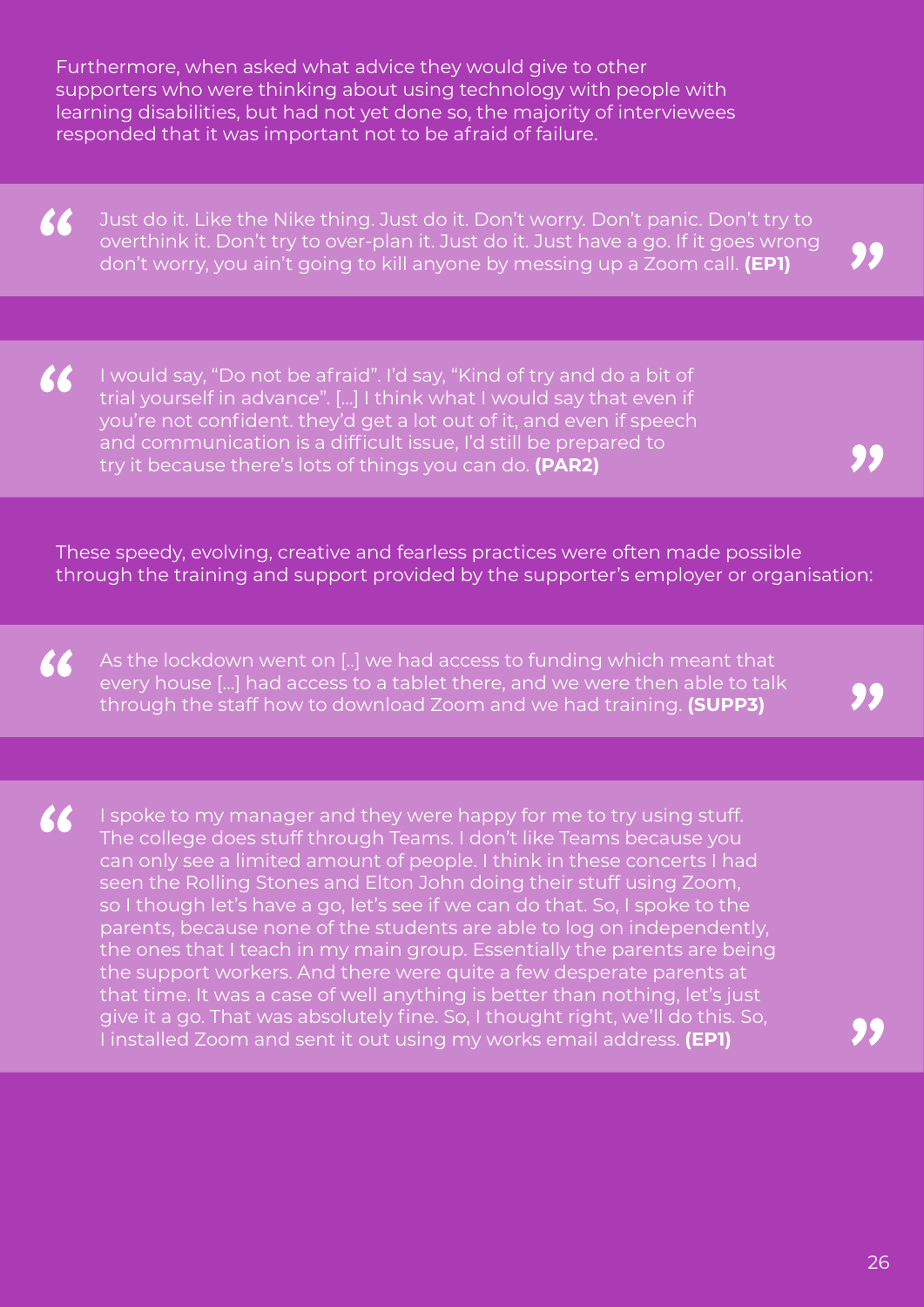Furthermore, when asked what advice they would give to other supporters who were thinking about using technology with people with learning disabilities, but had not yet done so, the majority of interviewees responded that it was important not to be afraid of failure.

> Just do it. Like the Nike thing. Just do it. Don't worry. Don't panic. Don't try to overthink it. Don't try to over-plan it. Just do it. Just have a go. If it goes wrong don't worry, you ain't going to kill anyone by messing up a Zoom call. **(EP1)**

> I would say, "Do not be afraid". I'd say, "Kind of try and do a bit of trial yourself in advance". [...] I think what I would say that even if you're not confident. they'd get a lot out of it, and even if speech and communication is a difficult issue, I'd still be prepared to try it because there's lots of things you can do. **(PAR2)**

These speedy, evolving, creative and fearless practices were often made possible through the training and support provided by the supporter's employer or organisation:

> As the lockdown went on [..] we had access to funding which meant that every house [...] had access to a tablet there, and we were then able to talk through the staff how to download Zoom and we had training. **(SUPP3)**

> I spoke to my manager and they were happy for me to try using stuff. The college does stuff through Teams. I don't like Teams because you can only see a limited amount of people. I think in these concerts I had seen the Rolling Stones and Elton John doing their stuff using Zoom, so I though let's have a go, let's see if we can do that. So, I spoke to the parents, because none of the students are able to log on independently, the ones that I teach in my main group. Essentially the parents are being the support workers. And there were quite a few desperate parents at that time. It was a case of well anything is better than nothing, let's just give it a go. That was absolutely fine. So, I thought right, we'll do this. So, I installed Zoom and sent it out using my works email address. **(EP1)**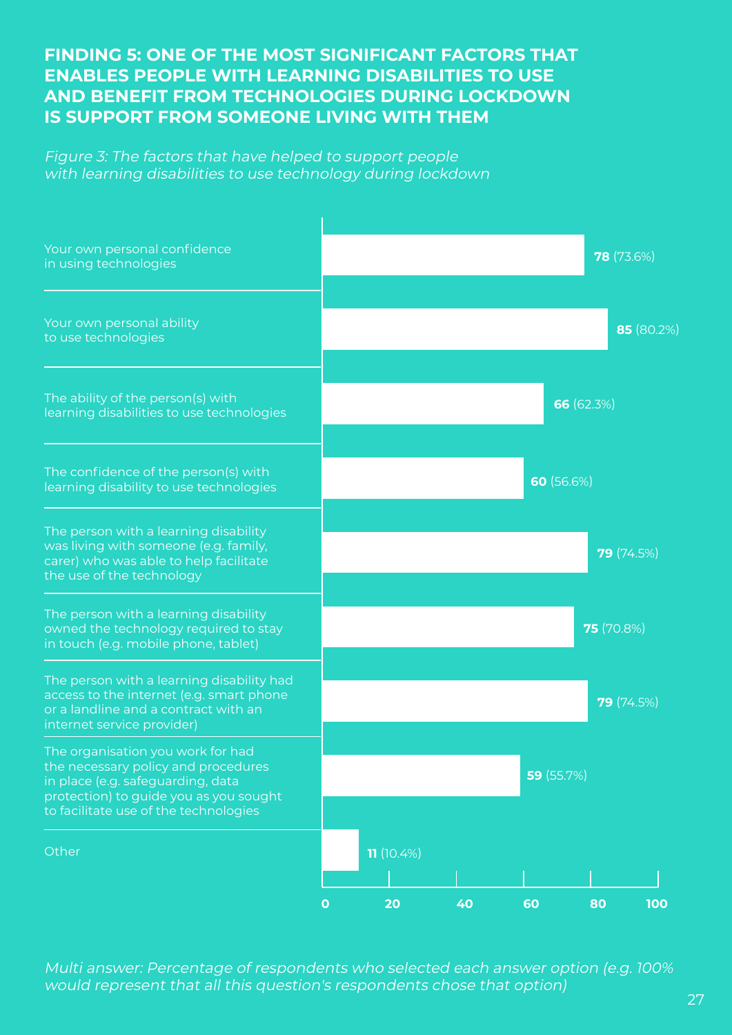## FINDING 5: ONE OF THE MOST SIGNIFICANT FACTORS THAT ENABLES PEOPLE WITH LEARNING DISABILITIES TO USE AND BENEFIT FROM TECHNOLOGIES DURING LOCKDOWN IS SUPPORT FROM SOMEONE LIVING WITH THEM

*Figure 3: The factors that have helped to support people with learning disabilities to use technology during lockdown*

| Factor | Respondents |
|---|---|
| Your own personal confidence in using technologies | **78** (73.6%) |
| Your own personal ability to use technologies | **85** (80.2%) |
| The ability of the person(s) with learning disabilities to use technologies | **66** (62.3%) |
| The confidence of the person(s) with learning disability to use technologies | **60** (56.6%) |
| The person with a learning disability was living with someone (e.g. family, carer) who was able to help facilitate the use of the technology | **79** (74.5%) |
| The person with a learning disability owned the technology required to stay in touch (e.g. mobile phone, tablet) | **75** (70.8%) |
| The person with a learning disability had access to the internet (e.g. smart phone or a landline and a contract with an internet service provider) | **79** (74.5%) |
| The organisation you work for had the necessary policy and procedures in place (e.g. safeguarding, data protection) to guide you as you sought to facilitate use of the technologies | **59** (55.7%) |
| Other | **11** (10.4%) |

*Multi answer: Percentage of respondents who selected each answer option (e.g. 100% would represent that all this question's respondents chose that option)*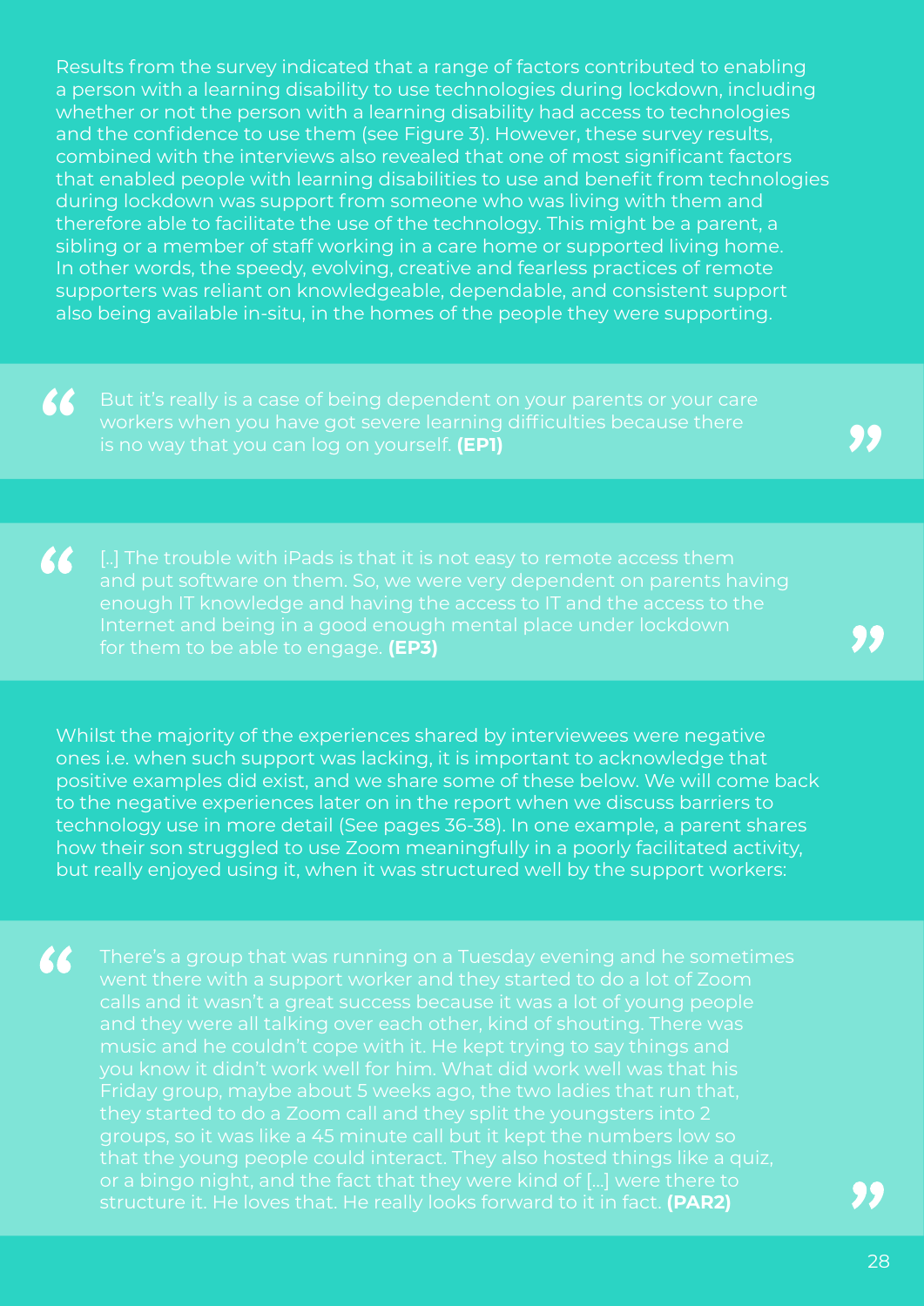Results from the survey indicated that a range of factors contributed to enabling a person with a learning disability to use technologies during lockdown, including whether or not the person with a learning disability had access to technologies and the confidence to use them (see Figure 3). However, these survey results, combined with the interviews also revealed that one of most significant factors that enabled people with learning disabilities to use and benefit from technologies during lockdown was support from someone who was living with them and therefore able to facilitate the use of the technology. This might be a parent, a sibling or a member of staff working in a care home or supported living home. In other words, the speedy, evolving, creative and fearless practices of remote supporters was reliant on knowledgeable, dependable, and consistent support also being available in-situ, in the homes of the people they were supporting.

> “But it's really is a case of being dependent on your parents or your care workers when you have got severe learning difficulties because there is no way that you can log on yourself. **(EP1)**”

> “[..] The trouble with iPads is that it is not easy to remote access them and put software on them. So, we were very dependent on parents having enough IT knowledge and having the access to IT and the access to the Internet and being in a good enough mental place under lockdown for them to be able to engage. **(EP3)**”

Whilst the majority of the experiences shared by interviewees were negative ones i.e. when such support was lacking, it is important to acknowledge that positive examples did exist, and we share some of these below. We will come back to the negative experiences later on in the report when we discuss barriers to technology use in more detail (See pages 36-38). In one example, a parent shares how their son struggled to use Zoom meaningfully in a poorly facilitated activity, but really enjoyed using it, when it was structured well by the support workers:

> “There's a group that was running on a Tuesday evening and he sometimes went there with a support worker and they started to do a lot of Zoom calls and it wasn't a great success because it was a lot of young people and they were all talking over each other, kind of shouting. There was music and he couldn't cope with it. He kept trying to say things and you know it didn't work well for him. What did work well was that his Friday group, maybe about 5 weeks ago, the two ladies that run that, they started to do a Zoom call and they split the youngsters into 2 groups, so it was like a 45 minute call but it kept the numbers low so that the young people could interact. They also hosted things like a quiz, or a bingo night, and the fact that they were kind of [...] were there to structure it. He loves that. He really looks forward to it in fact. **(PAR2)**”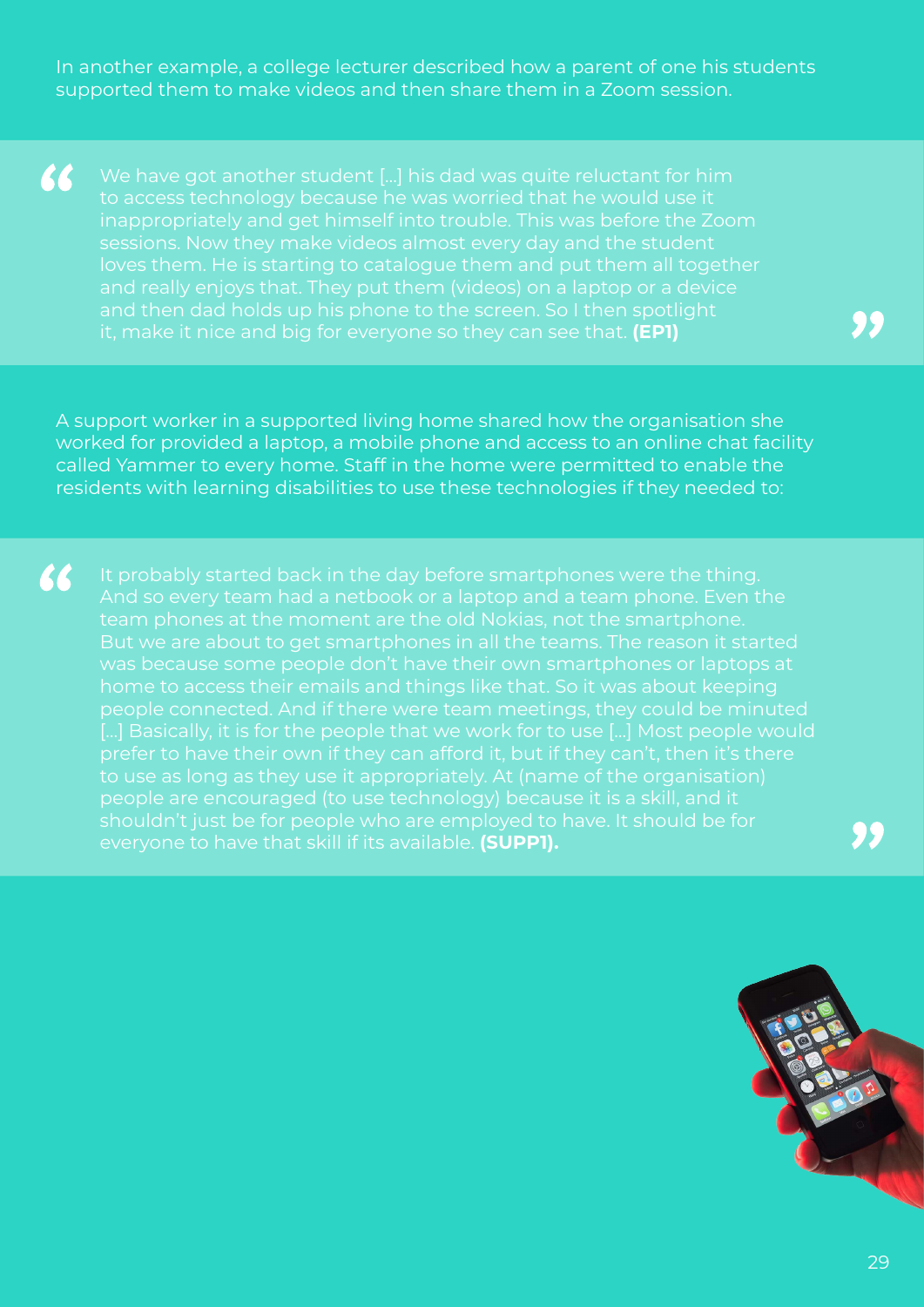In another example, a college lecturer described how a parent of one his students supported them to make videos and then share them in a Zoom session.

> We have got another student [...] his dad was quite reluctant for him to access technology because he was worried that he would use it inappropriately and get himself into trouble. This was before the Zoom sessions. Now they make videos almost every day and the student loves them. He is starting to catalogue them and put them all together and really enjoys that. They put them (videos) on a laptop or a device and then dad holds up his phone to the screen. So I then spotlight it, make it nice and big for everyone so they can see that. **(EP1)**

A support worker in a supported living home shared how the organisation she worked for provided a laptop, a mobile phone and access to an online chat facility called Yammer to every home. Staff in the home were permitted to enable the residents with learning disabilities to use these technologies if they needed to:

> It probably started back in the day before smartphones were the thing. And so every team had a netbook or a laptop and a team phone. Even the team phones at the moment are the old Nokias, not the smartphone. But we are about to get smartphones in all the teams. The reason it started was because some people don't have their own smartphones or laptops at home to access their emails and things like that. So it was about keeping people connected. And if there were team meetings, they could be minuted [...] Basically, it is for the people that we work for to use [...] Most people would prefer to have their own if they can afford it, but if they can't, then it's there to use as long as they use it appropriately. At (name of the organisation) people are encouraged (to use technology) because it is a skill, and it shouldn't just be for people who are employed to have. It should be for everyone to have that skill if its available. **(SUPP1).**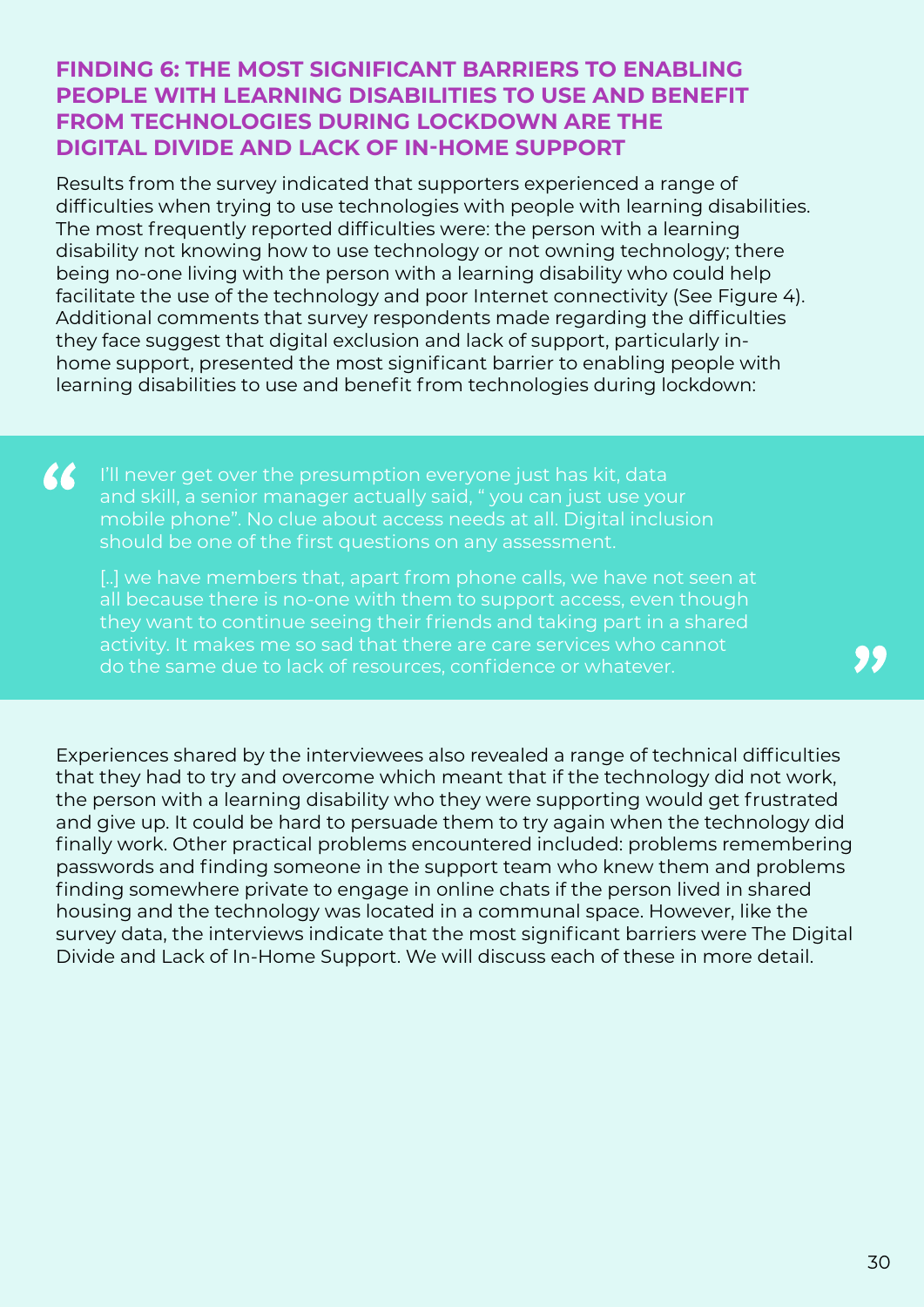## FINDING 6: THE MOST SIGNIFICANT BARRIERS TO ENABLING PEOPLE WITH LEARNING DISABILITIES TO USE AND BENEFIT FROM TECHNOLOGIES DURING LOCKDOWN ARE THE DIGITAL DIVIDE AND LACK OF IN-HOME SUPPORT

Results from the survey indicated that supporters experienced a range of difficulties when trying to use technologies with people with learning disabilities. The most frequently reported difficulties were: the person with a learning disability not knowing how to use technology or not owning technology; there being no-one living with the person with a learning disability who could help facilitate the use of the technology and poor Internet connectivity (See Figure 4). Additional comments that survey respondents made regarding the difficulties they face suggest that digital exclusion and lack of support, particularly in-home support, presented the most significant barrier to enabling people with learning disabilities to use and benefit from technologies during lockdown:

> I'll never get over the presumption everyone just has kit, data and skill, a senior manager actually said, " you can just use your mobile phone". No clue about access needs at all. Digital inclusion should be one of the first questions on any assessment.
>
> [..] we have members that, apart from phone calls, we have not seen at all because there is no-one with them to support access, even though they want to continue seeing their friends and taking part in a shared activity. It makes me so sad that there are care services who cannot do the same due to lack of resources, confidence or whatever.

Experiences shared by the interviewees also revealed a range of technical difficulties that they had to try and overcome which meant that if the technology did not work, the person with a learning disability who they were supporting would get frustrated and give up. It could be hard to persuade them to try again when the technology did finally work. Other practical problems encountered included: problems remembering passwords and finding someone in the support team who knew them and problems finding somewhere private to engage in online chats if the person lived in shared housing and the technology was located in a communal space. However, like the survey data, the interviews indicate that the most significant barriers were The Digital Divide and Lack of In-Home Support. We will discuss each of these in more detail.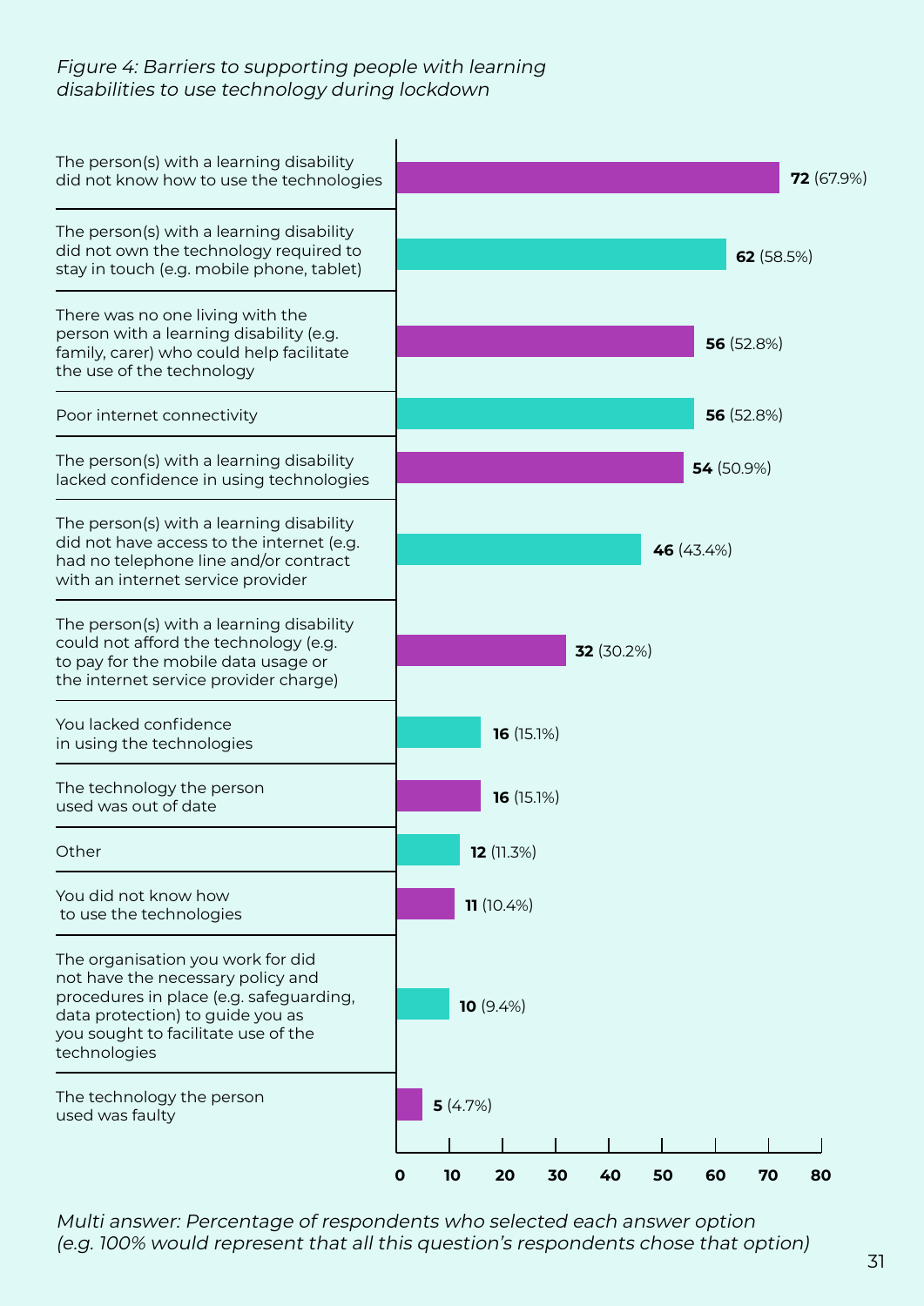*Figure 4: Barriers to supporting people with learning disabilities to use technology during lockdown*

| Barrier | Number | Percentage |
|---|---|---|
| The person(s) with a learning disability did not know how to use the technologies | **72** | (67.9%) |
| The person(s) with a learning disability did not own the technology required to stay in touch (e.g. mobile phone, tablet) | **62** | (58.5%) |
| There was no one living with the person with a learning disability (e.g. family, carer) who could help facilitate the use of the technology | **56** | (52.8%) |
| Poor internet connectivity | **56** | (52.8%) |
| The person(s) with a learning disability lacked confidence in using technologies | **54** | (50.9%) |
| The person(s) with a learning disability did not have access to the internet (e.g. had no telephone line and/or contract with an internet service provider | **46** | (43.4%) |
| The person(s) with a learning disability could not afford the technology (e.g. to pay for the mobile data usage or the internet service provider charge) | **32** | (30.2%) |
| You lacked confidence in using the technologies | **16** | (15.1%) |
| The technology the person used was out of date | **16** | (15.1%) |
| Other | **12** | (11.3%) |
| You did not know how to use the technologies | **11** | (10.4%) |
| The organisation you work for did not have the necessary policy and procedures in place (e.g. safeguarding, data protection) to guide you as you sought to facilitate use of the technologies | **10** | (9.4%) |
| The technology the person used was faulty | **5** | (4.7%) |

*Multi answer: Percentage of respondents who selected each answer option (e.g. 100% would represent that all this question's respondents chose that option)*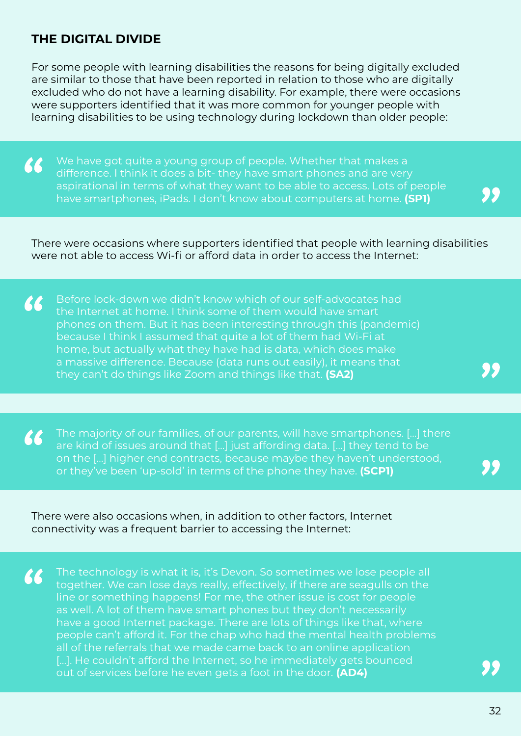## THE DIGITAL DIVIDE

For some people with learning disabilities the reasons for being digitally excluded are similar to those that have been reported in relation to those who are digitally excluded who do not have a learning disability. For example, there were occasions were supporters identified that it was more common for younger people with learning disabilities to be using technology during lockdown than older people:

> We have got quite a young group of people. Whether that makes a difference. I think it does a bit- they have smart phones and are very aspirational in terms of what they want to be able to access. Lots of people have smartphones, iPads. I don't know about computers at home. **(SP1)**

There were occasions where supporters identified that people with learning disabilities were not able to access Wi-fi or afford data in order to access the Internet:

> Before lock-down we didn't know which of our self-advocates had the Internet at home. I think some of them would have smart phones on them. But it has been interesting through this (pandemic) because I think I assumed that quite a lot of them had Wi-Fi at home, but actually what they have had is data, which does make a massive difference. Because (data runs out easily), it means that they can't do things like Zoom and things like that. **(SA2)**

> The majority of our families, of our parents, will have smartphones. [...] there are kind of issues around that [...] just affording data. [...] they tend to be on the [...] higher end contracts, because maybe they haven't understood, or they've been 'up-sold' in terms of the phone they have. **(SCP1)**

There were also occasions when, in addition to other factors, Internet connectivity was a frequent barrier to accessing the Internet:

> The technology is what it is, it's Devon. So sometimes we lose people all together. We can lose days really, effectively, if there are seagulls on the line or something happens! For me, the other issue is cost for people as well. A lot of them have smart phones but they don't necessarily have a good Internet package. There are lots of things like that, where people can't afford it. For the chap who had the mental health problems all of the referrals that we made came back to an online application [...]. He couldn't afford the Internet, so he immediately gets bounced out of services before he even gets a foot in the door. **(AD4)**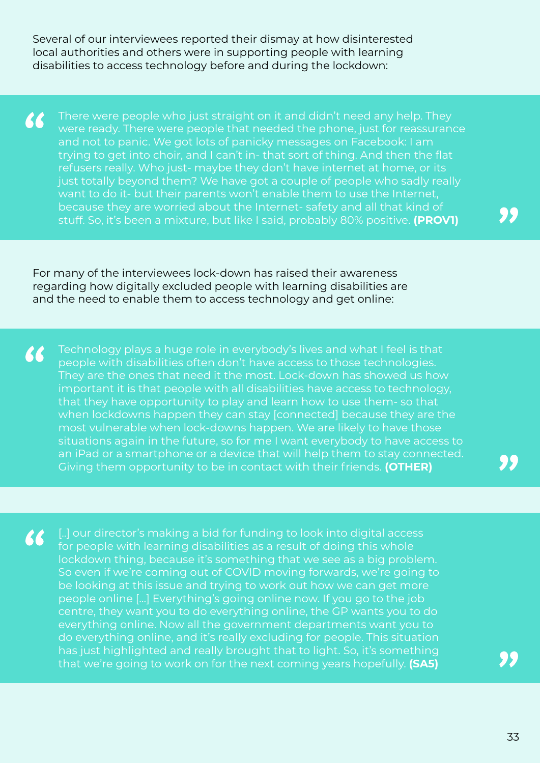Several of our interviewees reported their dismay at how disinterested local authorities and others were in supporting people with learning disabilities to access technology before and during the lockdown:

> There were people who just straight on it and didn't need any help. They were ready. There were people that needed the phone, just for reassurance and not to panic. We got lots of panicky messages on Facebook: I am trying to get into choir, and I can't in- that sort of thing. And then the flat refusers really. Who just- maybe they don't have internet at home, or its just totally beyond them? We have got a couple of people who sadly really want to do it- but their parents won't enable them to use the Internet, because they are worried about the Internet- safety and all that kind of stuff. So, it's been a mixture, but like I said, probably 80% positive. **(PROV1)**

For many of the interviewees lock-down has raised their awareness regarding how digitally excluded people with learning disabilities are and the need to enable them to access technology and get online:

> Technology plays a huge role in everybody's lives and what I feel is that people with disabilities often don't have access to those technologies. They are the ones that need it the most. Lock-down has showed us how important it is that people with all disabilities have access to technology, that they have opportunity to play and learn how to use them- so that when lockdowns happen they can stay [connected] because they are the most vulnerable when lock-downs happen. We are likely to have those situations again in the future, so for me I want everybody to have access to an iPad or a smartphone or a device that will help them to stay connected. Giving them opportunity to be in contact with their friends. **(OTHER)**

> [..] our director's making a bid for funding to look into digital access for people with learning disabilities as a result of doing this whole lockdown thing, because it's something that we see as a big problem. So even if we're coming out of COVID moving forwards, we're going to be looking at this issue and trying to work out how we can get more people online [...] Everything's going online now. If you go to the job centre, they want you to do everything online, the GP wants you to do everything online. Now all the government departments want you to do everything online, and it's really excluding for people. This situation has just highlighted and really brought that to light. So, it's something that we're going to work on for the next coming years hopefully. **(SA5)**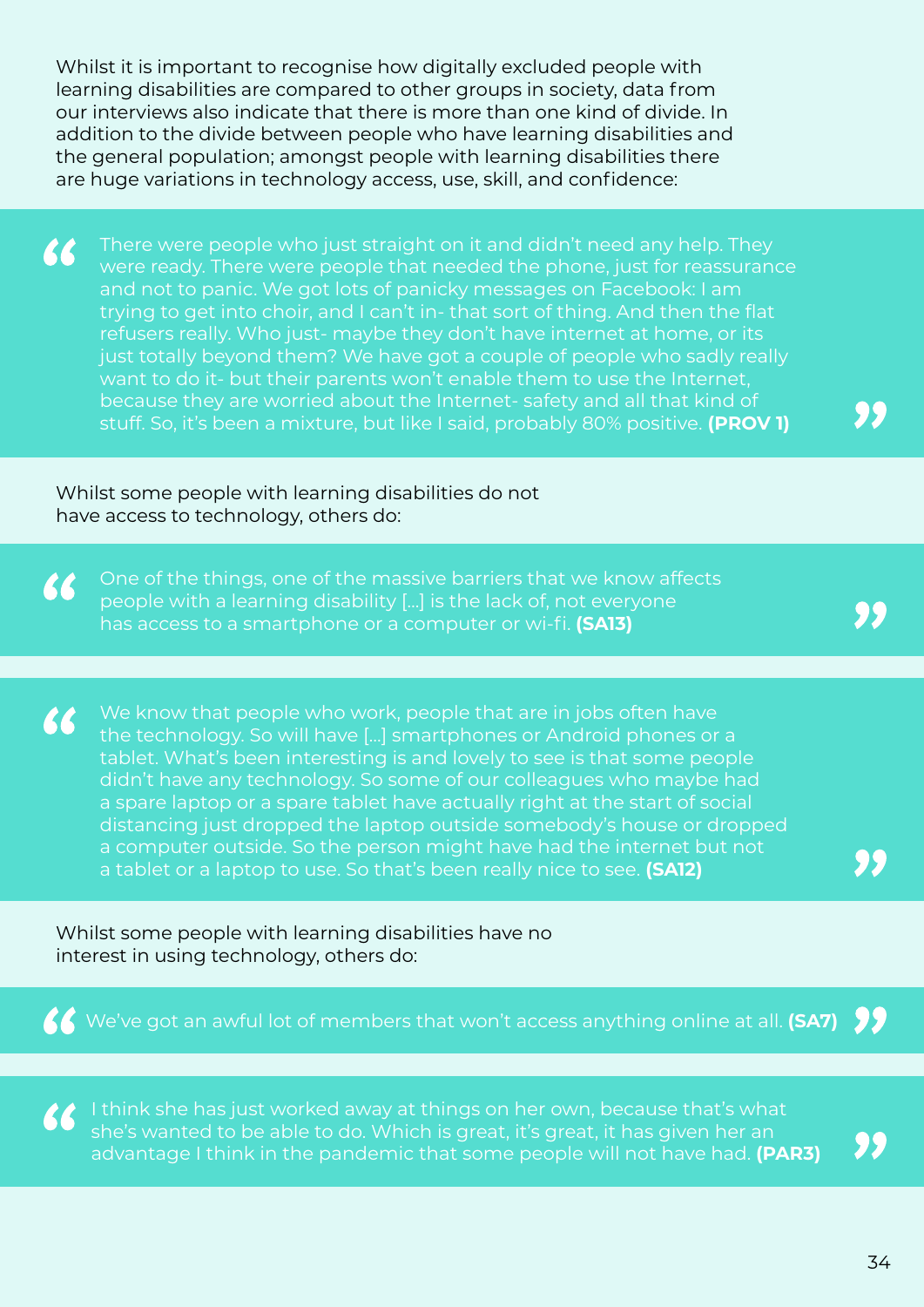Whilst it is important to recognise how digitally excluded people with learning disabilities are compared to other groups in society, data from our interviews also indicate that there is more than one kind of divide. In addition to the divide between people who have learning disabilities and the general population; amongst people with learning disabilities there are huge variations in technology access, use, skill, and confidence:

> There were people who just straight on it and didn't need any help. They were ready. There were people that needed the phone, just for reassurance and not to panic. We got lots of panicky messages on Facebook: I am trying to get into choir, and I can't in- that sort of thing. And then the flat refusers really. Who just- maybe they don't have internet at home, or its just totally beyond them? We have got a couple of people who sadly really want to do it- but their parents won't enable them to use the Internet, because they are worried about the Internet- safety and all that kind of stuff. So, it's been a mixture, but like I said, probably 80% positive. **(PROV 1)**

Whilst some people with learning disabilities do not have access to technology, others do:

> One of the things, one of the massive barriers that we know affects people with a learning disability […] is the lack of, not everyone has access to a smartphone or a computer or wi-fi. **(SA13)**

> We know that people who work, people that are in jobs often have the technology. So will have […] smartphones or Android phones or a tablet. What's been interesting is and lovely to see is that some people didn't have any technology. So some of our colleagues who maybe had a spare laptop or a spare tablet have actually right at the start of social distancing just dropped the laptop outside somebody's house or dropped a computer outside. So the person might have had the internet but not a tablet or a laptop to use. So that's been really nice to see. **(SA12)**

Whilst some people with learning disabilities have no interest in using technology, others do:

> We've got an awful lot of members that won't access anything online at all. **(SA7)**

> I think she has just worked away at things on her own, because that's what she's wanted to be able to do. Which is great, it's great, it has given her an advantage I think in the pandemic that some people will not have had. **(PAR3)**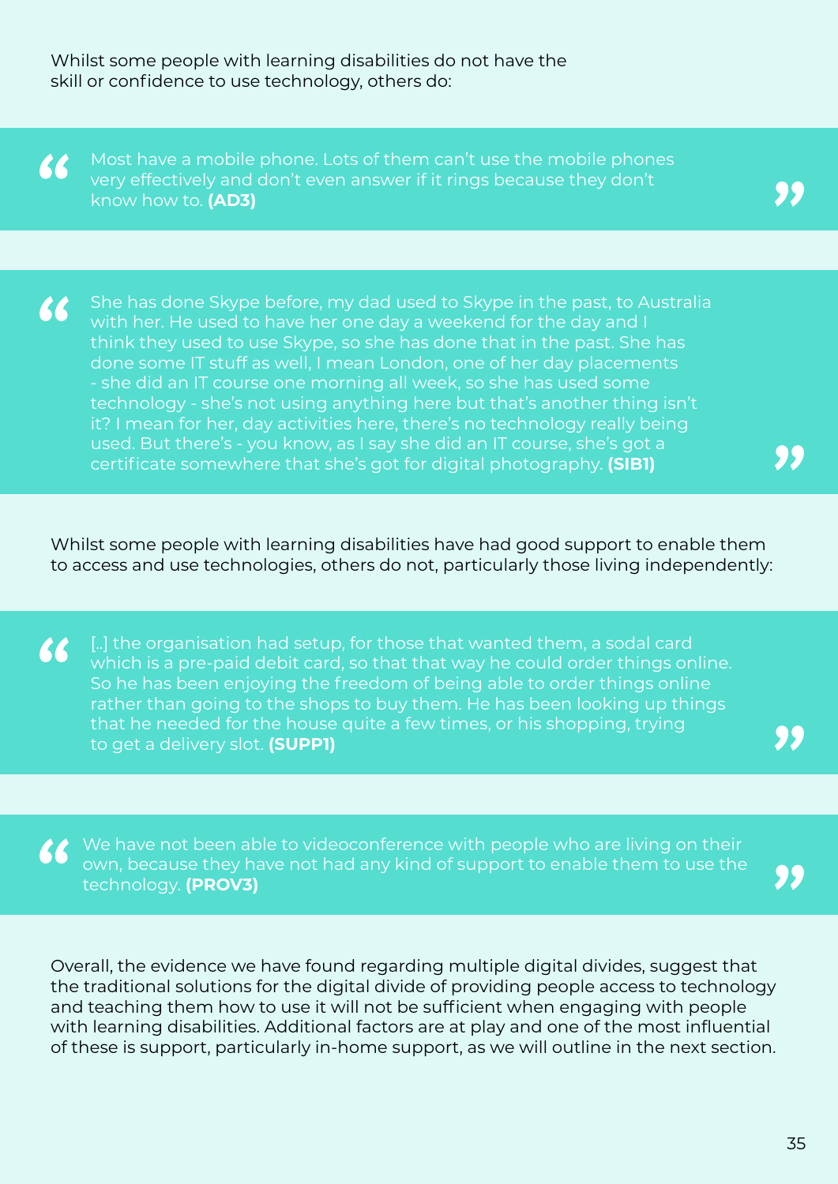Whilst some people with learning disabilities do not have the skill or confidence to use technology, others do:

> Most have a mobile phone. Lots of them can't use the mobile phones very effectively and don't even answer if it rings because they don't know how to. **(AD3)**

> She has done Skype before, my dad used to Skype in the past, to Australia with her. He used to have her one day a weekend for the day and I think they used to use Skype, so she has done that in the past. She has done some IT stuff as well, I mean London, one of her day placements - she did an IT course one morning all week, so she has used some technology - she's not using anything here but that's another thing isn't it? I mean for her, day activities here, there's no technology really being used. But there's - you know, as I say she did an IT course, she's got a certificate somewhere that she's got for digital photography. **(SIB1)**

Whilst some people with learning disabilities have had good support to enable them to access and use technologies, others do not, particularly those living independently:

> [..] the organisation had setup, for those that wanted them, a sodal card which is a pre-paid debit card, so that that way he could order things online. So he has been enjoying the freedom of being able to order things online rather than going to the shops to buy them. He has been looking up things that he needed for the house quite a few times, or his shopping, trying to get a delivery slot. **(SUPP1)**

> We have not been able to videoconference with people who are living on their own, because they have not had any kind of support to enable them to use the technology. **(PROV3)**

Overall, the evidence we have found regarding multiple digital divides, suggest that the traditional solutions for the digital divide of providing people access to technology and teaching them how to use it will not be sufficient when engaging with people with learning disabilities. Additional factors are at play and one of the most influential of these is support, particularly in-home support, as we will outline in the next section.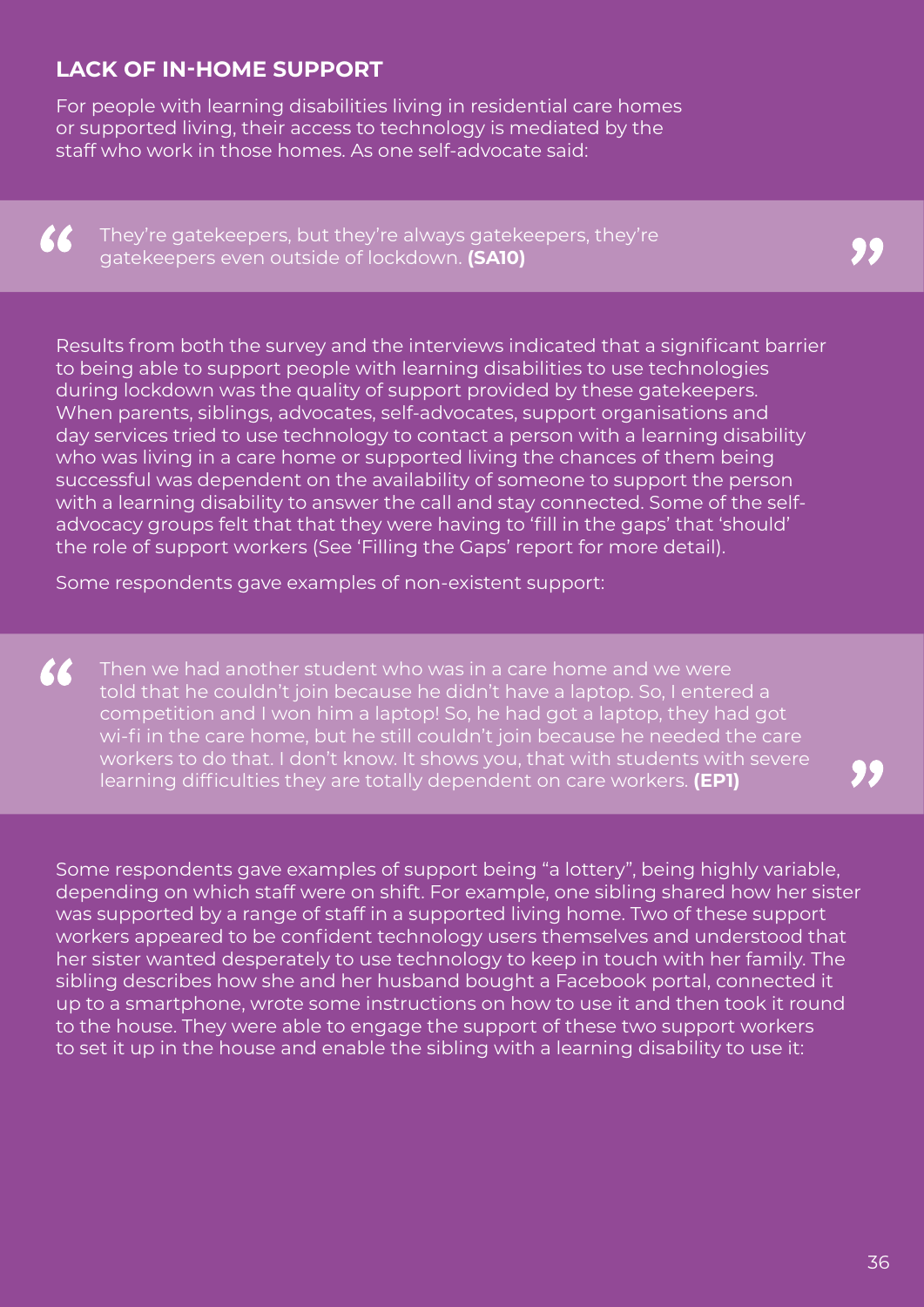## LACK OF IN-HOME SUPPORT

For people with learning disabilities living in residential care homes or supported living, their access to technology is mediated by the staff who work in those homes. As one self-advocate said:

> They're gatekeepers, but they're always gatekeepers, they're gatekeepers even outside of lockdown. **(SA10)**

Results from both the survey and the interviews indicated that a significant barrier to being able to support people with learning disabilities to use technologies during lockdown was the quality of support provided by these gatekeepers. When parents, siblings, advocates, self-advocates, support organisations and day services tried to use technology to contact a person with a learning disability who was living in a care home or supported living the chances of them being successful was dependent on the availability of someone to support the person with a learning disability to answer the call and stay connected. Some of the self-advocacy groups felt that that they were having to 'fill in the gaps' that 'should' the role of support workers (See 'Filling the Gaps' report for more detail).

Some respondents gave examples of non-existent support:

> Then we had another student who was in a care home and we were told that he couldn't join because he didn't have a laptop. So, I entered a competition and I won him a laptop! So, he had got a laptop, they had got wi-fi in the care home, but he still couldn't join because he needed the care workers to do that. I don't know. It shows you, that with students with severe learning difficulties they are totally dependent on care workers. **(EP1)**

Some respondents gave examples of support being "a lottery", being highly variable, depending on which staff were on shift. For example, one sibling shared how her sister was supported by a range of staff in a supported living home. Two of these support workers appeared to be confident technology users themselves and understood that her sister wanted desperately to use technology to keep in touch with her family. The sibling describes how she and her husband bought a Facebook portal, connected it up to a smartphone, wrote some instructions on how to use it and then took it round to the house. They were able to engage the support of these two support workers to set it up in the house and enable the sibling with a learning disability to use it: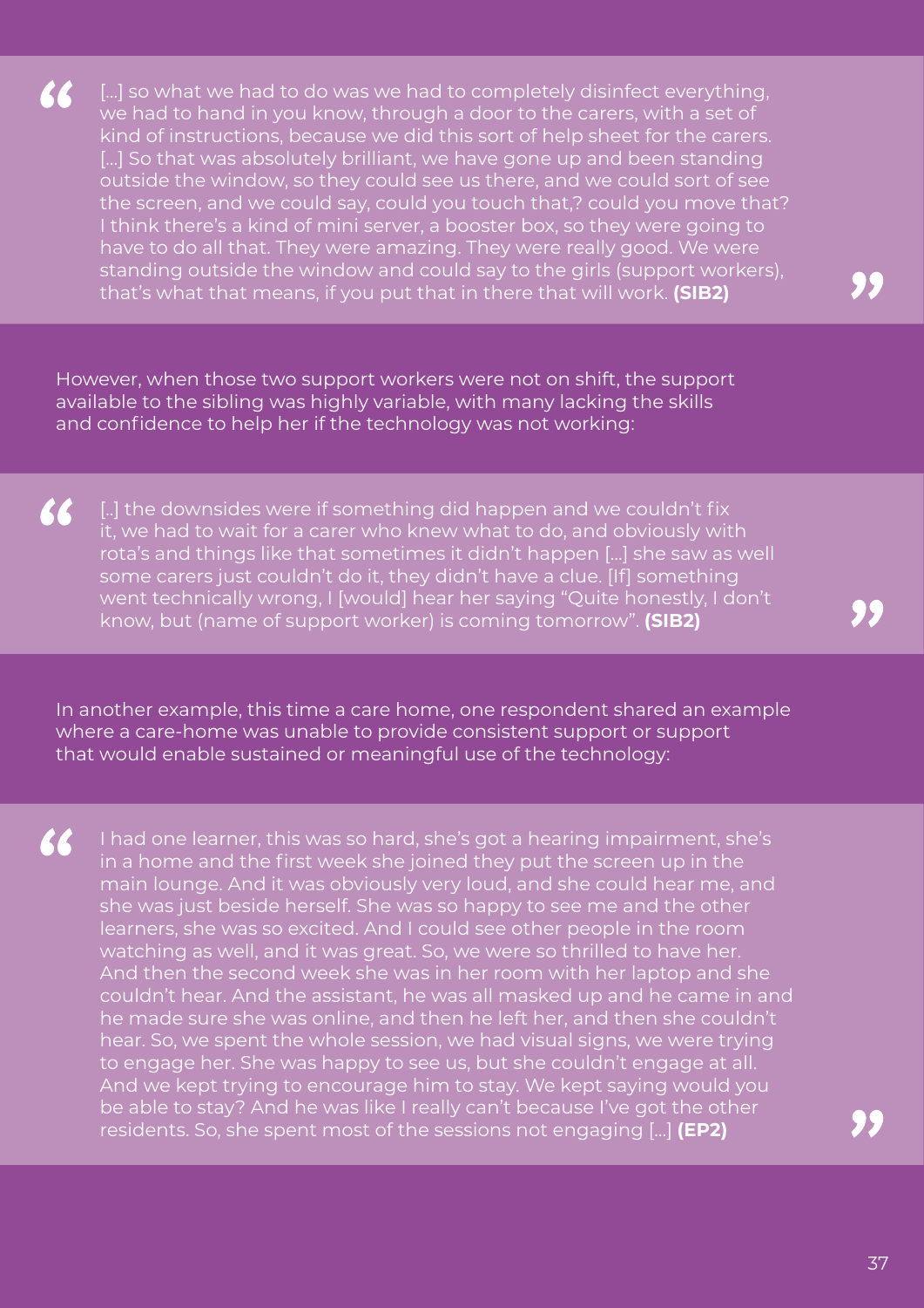> […] so what we had to do was we had to completely disinfect everything, we had to hand in you know, through a door to the carers, with a set of kind of instructions, because we did this sort of help sheet for the carers. […] So that was absolutely brilliant, we have gone up and been standing outside the window, so they could see us there, and we could sort of see the screen, and we could say, could you touch that,? could you move that? I think there's a kind of mini server, a booster box, so they were going to have to do all that. They were amazing. They were really good. We were standing outside the window and could say to the girls (support workers), that's what that means, if you put that in there that will work. **(SIB2)**

However, when those two support workers were not on shift, the support available to the sibling was highly variable, with many lacking the skills and confidence to help her if the technology was not working:

> [..] the downsides were if something did happen and we couldn't fix it, we had to wait for a carer who knew what to do, and obviously with rota's and things like that sometimes it didn't happen […] she saw as well some carers just couldn't do it, they didn't have a clue. [If] something went technically wrong, I [would] hear her saying "Quite honestly, I don't know, but (name of support worker) is coming tomorrow". **(SIB2)**

In another example, this time a care home, one respondent shared an example where a care-home was unable to provide consistent support or support that would enable sustained or meaningful use of the technology:

> I had one learner, this was so hard, she's got a hearing impairment, she's in a home and the first week she joined they put the screen up in the main lounge. And it was obviously very loud, and she could hear me, and she was just beside herself. She was so happy to see me and the other learners, she was so excited. And I could see other people in the room watching as well, and it was great. So, we were so thrilled to have her. And then the second week she was in her room with her laptop and she couldn't hear. And the assistant, he was all masked up and he came in and he made sure she was online, and then he left her, and then she couldn't hear. So, we spent the whole session, we had visual signs, we were trying to engage her. She was happy to see us, but she couldn't engage at all. And we kept trying to encourage him to stay. We kept saying would you be able to stay? And he was like I really can't because I've got the other residents. So, she spent most of the sessions not engaging […] **(EP2)**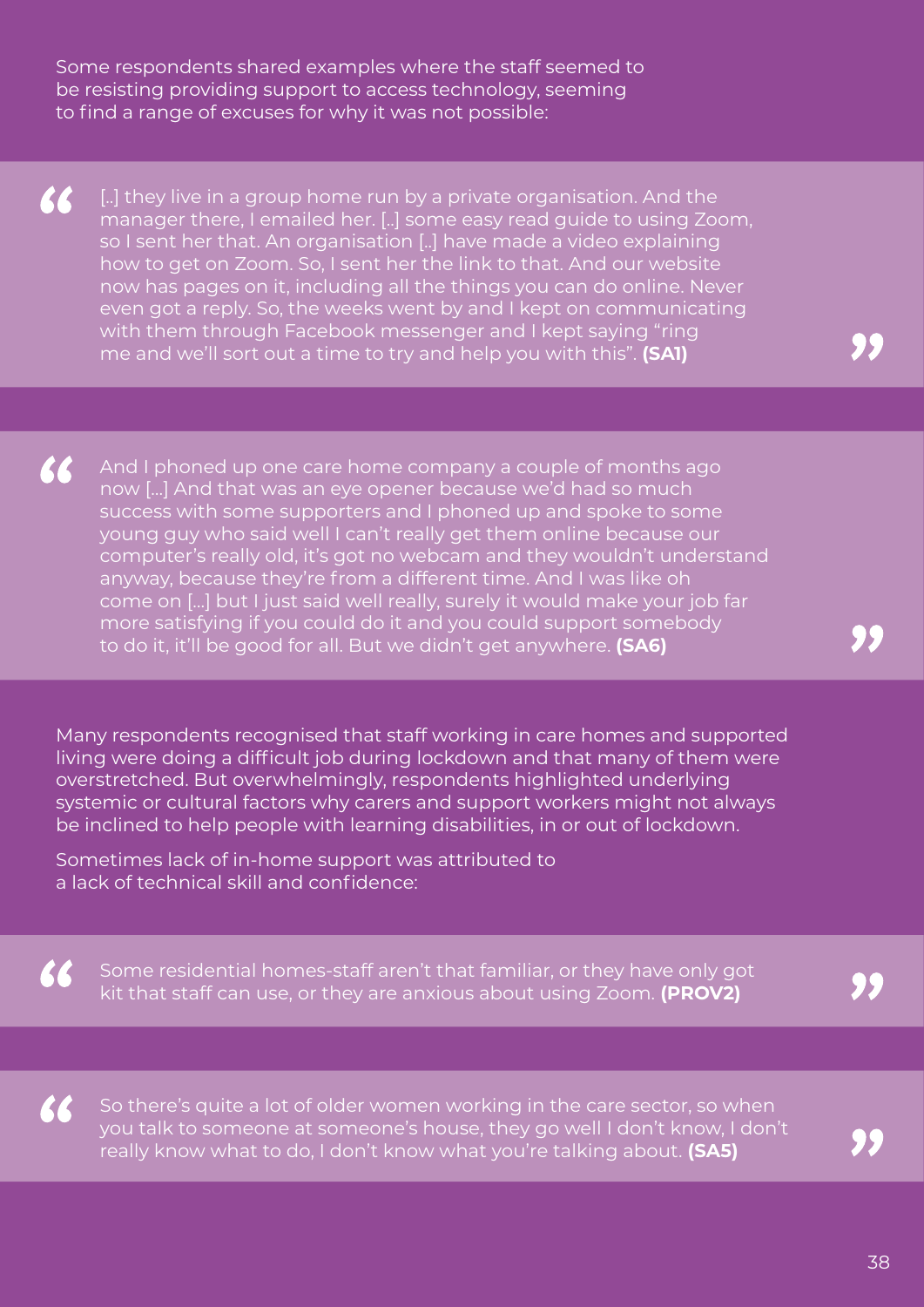Some respondents shared examples where the staff seemed to be resisting providing support to access technology, seeming to find a range of excuses for why it was not possible:

> [..] they live in a group home run by a private organisation. And the manager there, I emailed her. [..] some easy read guide to using Zoom, so I sent her that. An organisation [..] have made a video explaining how to get on Zoom. So, I sent her the link to that. And our website now has pages on it, including all the things you can do online. Never even got a reply. So, the weeks went by and I kept on communicating with them through Facebook messenger and I kept saying "ring me and we'll sort out a time to try and help you with this". **(SA1)**

> And I phoned up one care home company a couple of months ago now [...] And that was an eye opener because we'd had so much success with some supporters and I phoned up and spoke to some young guy who said well I can't really get them online because our computer's really old, it's got no webcam and they wouldn't understand anyway, because they're from a different time. And I was like oh come on [...] but I just said well really, surely it would make your job far more satisfying if you could do it and you could support somebody to do it, it'll be good for all. But we didn't get anywhere. **(SA6)**

Many respondents recognised that staff working in care homes and supported living were doing a difficult job during lockdown and that many of them were overstretched. But overwhelmingly, respondents highlighted underlying systemic or cultural factors why carers and support workers might not always be inclined to help people with learning disabilities, in or out of lockdown.

Sometimes lack of in-home support was attributed to a lack of technical skill and confidence:

> Some residential homes-staff aren't that familiar, or they have only got kit that staff can use, or they are anxious about using Zoom. **(PROV2)**

> So there's quite a lot of older women working in the care sector, so when you talk to someone at someone's house, they go well I don't know, I don't really know what to do, I don't know what you're talking about. **(SA5)**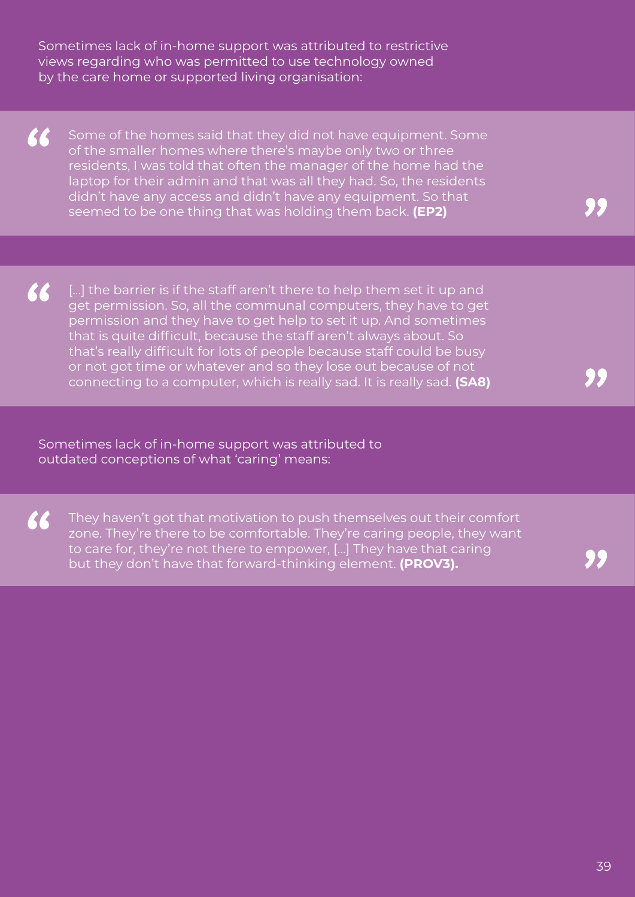Sometimes lack of in-home support was attributed to restrictive views regarding who was permitted to use technology owned by the care home or supported living organisation:

> Some of the homes said that they did not have equipment. Some of the smaller homes where there's maybe only two or three residents, I was told that often the manager of the home had the laptop for their admin and that was all they had. So, the residents didn't have any access and didn't have any equipment. So that seemed to be one thing that was holding them back. **(EP2)**

> [...] the barrier is if the staff aren't there to help them set it up and get permission. So, all the communal computers, they have to get permission and they have to get help to set it up. And sometimes that is quite difficult, because the staff aren't always about. So that's really difficult for lots of people because staff could be busy or not got time or whatever and so they lose out because of not connecting to a computer, which is really sad. It is really sad. **(SA8)**

Sometimes lack of in-home support was attributed to outdated conceptions of what 'caring' means:

> They haven't got that motivation to push themselves out their comfort zone. They're there to be comfortable. They're caring people, they want to care for, they're not there to empower, [...] They have that caring but they don't have that forward-thinking element. **(PROV3).**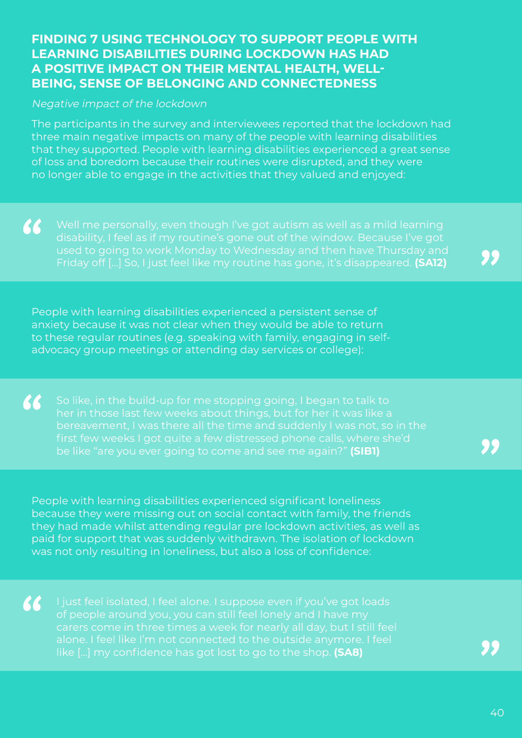## FINDING 7 USING TECHNOLOGY TO SUPPORT PEOPLE WITH LEARNING DISABILITIES DURING LOCKDOWN HAS HAD A POSITIVE IMPACT ON THEIR MENTAL HEALTH, WELL-BEING, SENSE OF BELONGING AND CONNECTEDNESS

*Negative impact of the lockdown*

The participants in the survey and interviewees reported that the lockdown had three main negative impacts on many of the people with learning disabilities that they supported. People with learning disabilities experienced a great sense of loss and boredom because their routines were disrupted, and they were no longer able to engage in the activities that they valued and enjoyed:

> "Well me personally, even though I've got autism as well as a mild learning disability, I feel as if my routine's gone out of the window. Because I've got used to going to work Monday to Wednesday and then have Thursday and Friday off [...] So, I just feel like my routine has gone, it's disappeared. **(SA12)**"

People with learning disabilities experienced a persistent sense of anxiety because it was not clear when they would be able to return to these regular routines (e.g. speaking with family, engaging in self-advocacy group meetings or attending day services or college):

> "So like, in the build-up for me stopping going, I began to talk to her in those last few weeks about things, but for her it was like a bereavement, I was there all the time and suddenly I was not, so in the first few weeks I got quite a few distressed phone calls, where she'd be like "are you ever going to come and see me again?" **(SIB1)**"

People with learning disabilities experienced significant loneliness because they were missing out on social contact with family, the friends they had made whilst attending regular pre lockdown activities, as well as paid for support that was suddenly withdrawn. The isolation of lockdown was not only resulting in loneliness, but also a loss of confidence:

> "I just feel isolated, I feel alone. I suppose even if you've got loads of people around you, you can still feel lonely and I have my carers come in three times a week for nearly all day, but I still feel alone. I feel like I'm not connected to the outside anymore. I feel like [...] my confidence has got lost to go to the shop. **(SA8)**"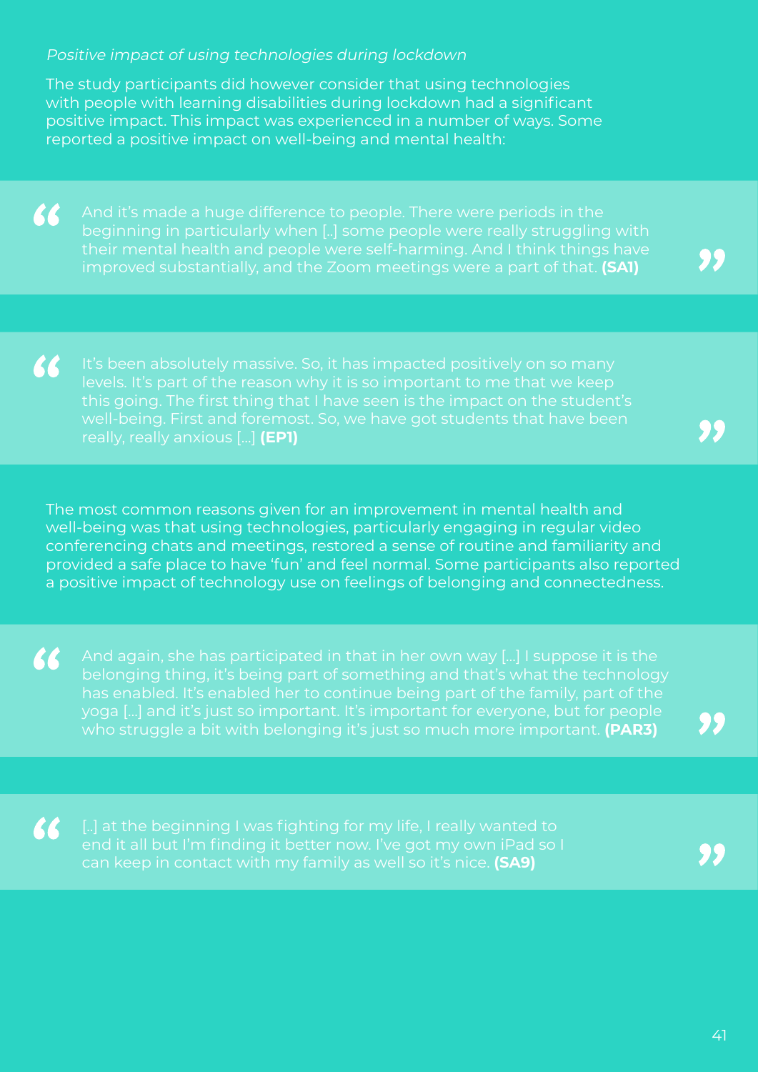*Positive impact of using technologies during lockdown*

The study participants did however consider that using technologies with people with learning disabilities during lockdown had a significant positive impact. This impact was experienced in a number of ways. Some reported a positive impact on well-being and mental health:

> And it's made a huge difference to people. There were periods in the beginning in particularly when [..] some people were really struggling with their mental health and people were self-harming. And I think things have improved substantially, and the Zoom meetings were a part of that. **(SA1)**

> It's been absolutely massive. So, it has impacted positively on so many levels. It's part of the reason why it is so important to me that we keep this going. The first thing that I have seen is the impact on the student's well-being. First and foremost. So, we have got students that have been really, really anxious [...] **(EP1)**

The most common reasons given for an improvement in mental health and well-being was that using technologies, particularly engaging in regular video conferencing chats and meetings, restored a sense of routine and familiarity and provided a safe place to have 'fun' and feel normal. Some participants also reported a positive impact of technology use on feelings of belonging and connectedness.

> And again, she has participated in that in her own way [...] I suppose it is the belonging thing, it's being part of something and that's what the technology has enabled. It's enabled her to continue being part of the family, part of the yoga [...] and it's just so important. It's important for everyone, but for people who struggle a bit with belonging it's just so much more important. **(PAR3)**

> [..] at the beginning I was fighting for my life, I really wanted to end it all but I'm finding it better now. I've got my own iPad so I can keep in contact with my family as well so it's nice. **(SA9)**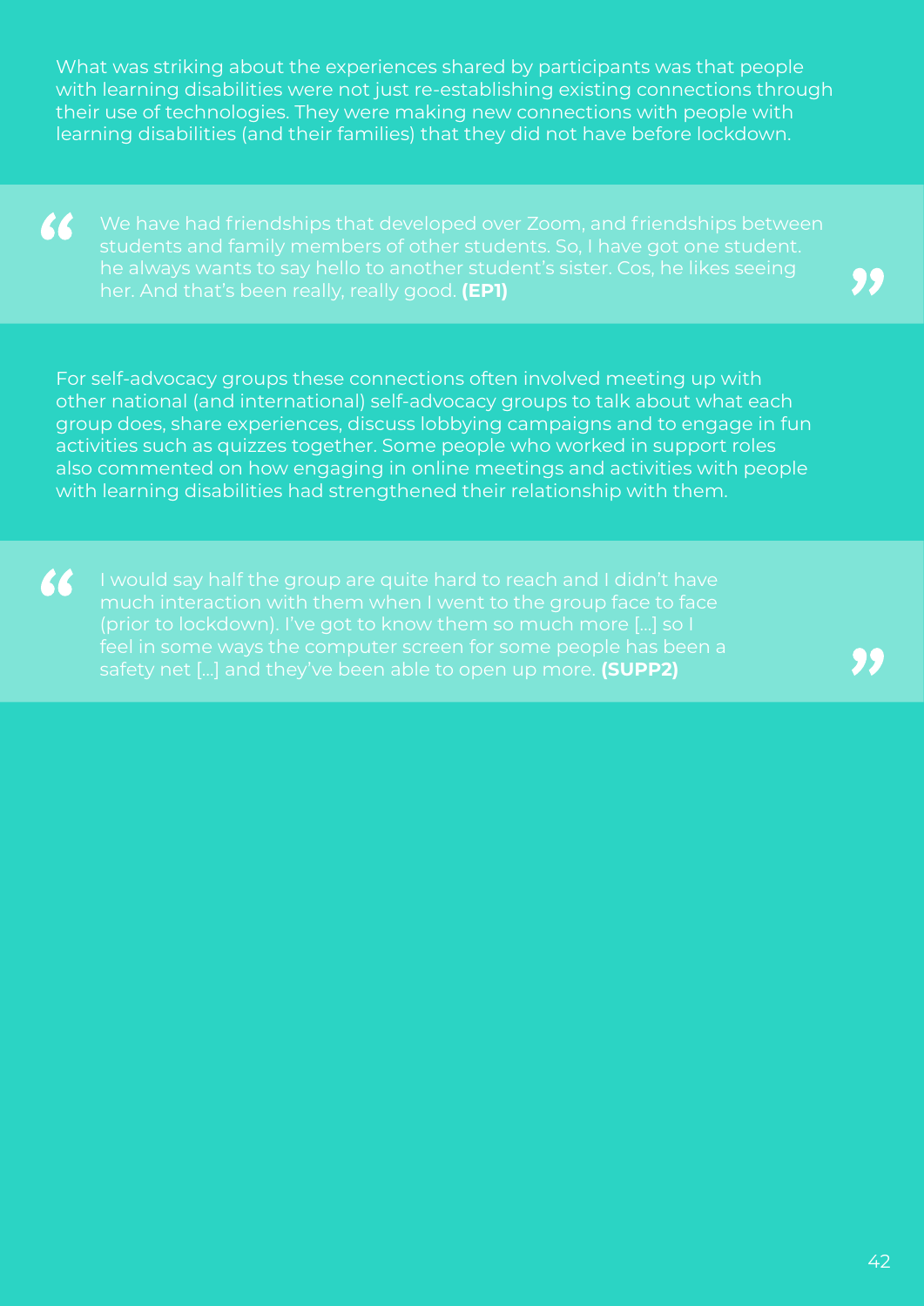What was striking about the experiences shared by participants was that people with learning disabilities were not just re-establishing existing connections through their use of technologies. They were making new connections with people with learning disabilities (and their families) that they did not have before lockdown.

> We have had friendships that developed over Zoom, and friendships between students and family members of other students. So, I have got one student. he always wants to say hello to another student's sister. Cos, he likes seeing her. And that's been really, really good. **(EP1)**

For self-advocacy groups these connections often involved meeting up with other national (and international) self-advocacy groups to talk about what each group does, share experiences, discuss lobbying campaigns and to engage in fun activities such as quizzes together. Some people who worked in support roles also commented on how engaging in online meetings and activities with people with learning disabilities had strengthened their relationship with them.

> I would say half the group are quite hard to reach and I didn't have much interaction with them when I went to the group face to face (prior to lockdown). I've got to know them so much more [...] so I feel in some ways the computer screen for some people has been a safety net [...] and they've been able to open up more. **(SUPP2)**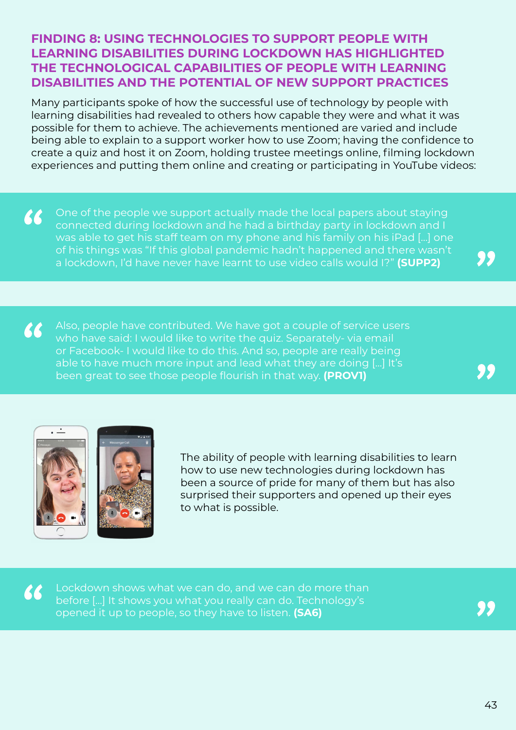## FINDING 8: USING TECHNOLOGIES TO SUPPORT PEOPLE WITH LEARNING DISABILITIES DURING LOCKDOWN HAS HIGHLIGHTED THE TECHNOLOGICAL CAPABILITIES OF PEOPLE WITH LEARNING DISABILITIES AND THE POTENTIAL OF NEW SUPPORT PRACTICES

Many participants spoke of how the successful use of technology by people with learning disabilities had revealed to others how capable they were and what it was possible for them to achieve. The achievements mentioned are varied and include being able to explain to a support worker how to use Zoom; having the confidence to create a quiz and host it on Zoom, holding trustee meetings online, filming lockdown experiences and putting them online and creating or participating in YouTube videos:

> One of the people we support actually made the local papers about staying connected during lockdown and he had a birthday party in lockdown and I was able to get his staff team on my phone and his family on his iPad [...] one of his things was "If this global pandemic hadn't happened and there wasn't a lockdown, I'd have never have learnt to use video calls would I?" **(SUPP2)**

> Also, people have contributed. We have got a couple of service users who have said: I would like to write the quiz. Separately- via email or Facebook- I would like to do this. And so, people are really being able to have much more input and lead what they are doing [...] It's been great to see those people flourish in that way. **(PROV1)**

The ability of people with learning disabilities to learn how to use new technologies during lockdown has been a source of pride for many of them but has also surprised their supporters and opened up their eyes to what is possible.

> Lockdown shows what we can do, and we can do more than before [...] It shows you what you really can do. Technology's opened it up to people, so they have to listen. **(SA6)**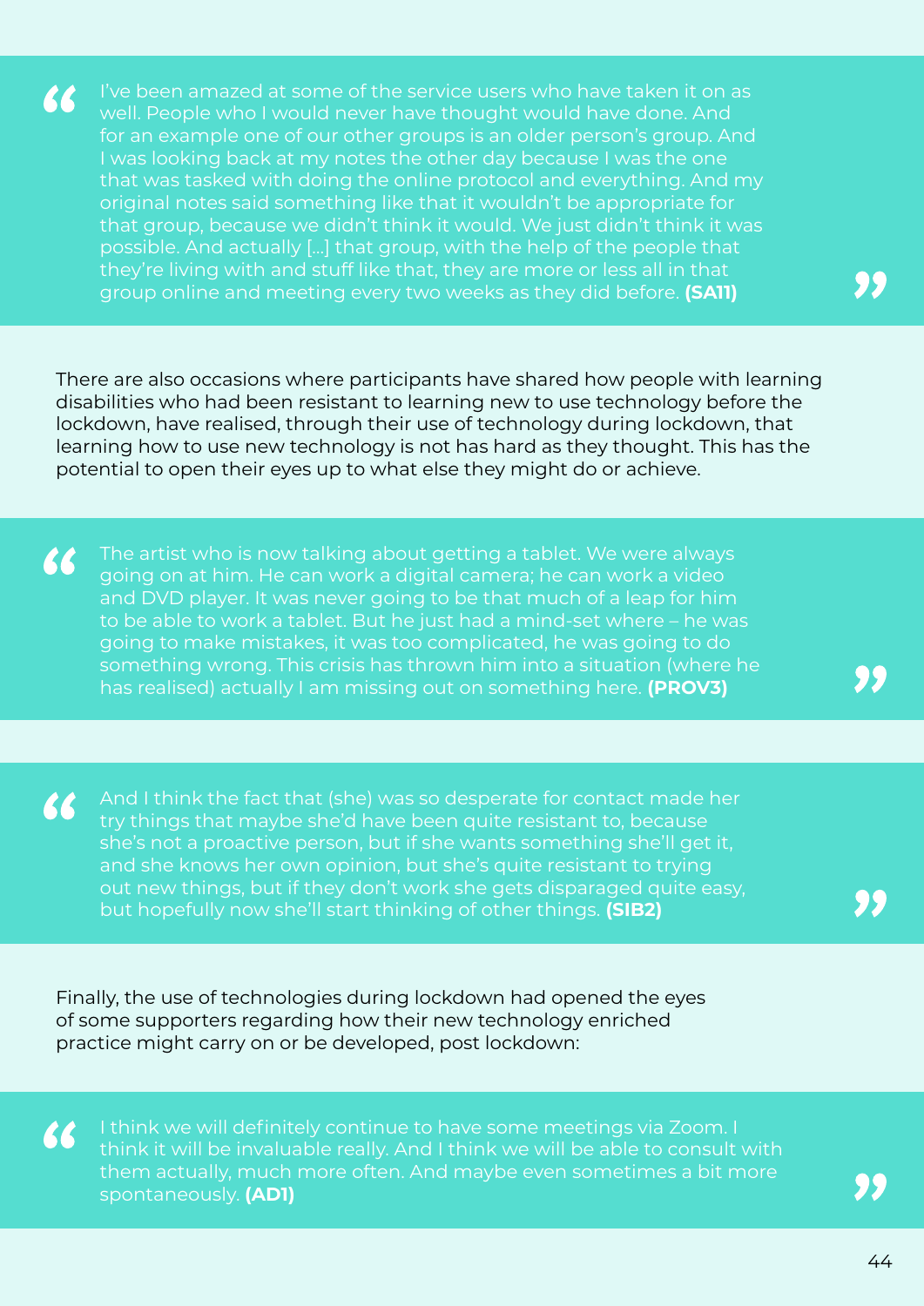> I've been amazed at some of the service users who have taken it on as well. People who I would never have thought would have done. And for an example one of our other groups is an older person's group. And I was looking back at my notes the other day because I was the one that was tasked with doing the online protocol and everything. And my original notes said something like that it wouldn't be appropriate for that group, because we didn't think it would. We just didn't think it was possible. And actually [...] that group, with the help of the people that they're living with and stuff like that, they are more or less all in that group online and meeting every two weeks as they did before. **(SA11)**

There are also occasions where participants have shared how people with learning disabilities who had been resistant to learning new to use technology before the lockdown, have realised, through their use of technology during lockdown, that learning how to use new technology is not has hard as they thought. This has the potential to open their eyes up to what else they might do or achieve.

> The artist who is now talking about getting a tablet. We were always going on at him. He can work a digital camera; he can work a video and DVD player. It was never going to be that much of a leap for him to be able to work a tablet. But he just had a mind-set where – he was going to make mistakes, it was too complicated, he was going to do something wrong. This crisis has thrown him into a situation (where he has realised) actually I am missing out on something here. **(PROV3)**

> And I think the fact that (she) was so desperate for contact made her try things that maybe she'd have been quite resistant to, because she's not a proactive person, but if she wants something she'll get it, and she knows her own opinion, but she's quite resistant to trying out new things, but if they don't work she gets disparaged quite easy, but hopefully now she'll start thinking of other things. **(SIB2)**

Finally, the use of technologies during lockdown had opened the eyes of some supporters regarding how their new technology enriched practice might carry on or be developed, post lockdown:

> I think we will definitely continue to have some meetings via Zoom. I think it will be invaluable really. And I think we will be able to consult with them actually, much more often. And maybe even sometimes a bit more spontaneously. **(AD1)**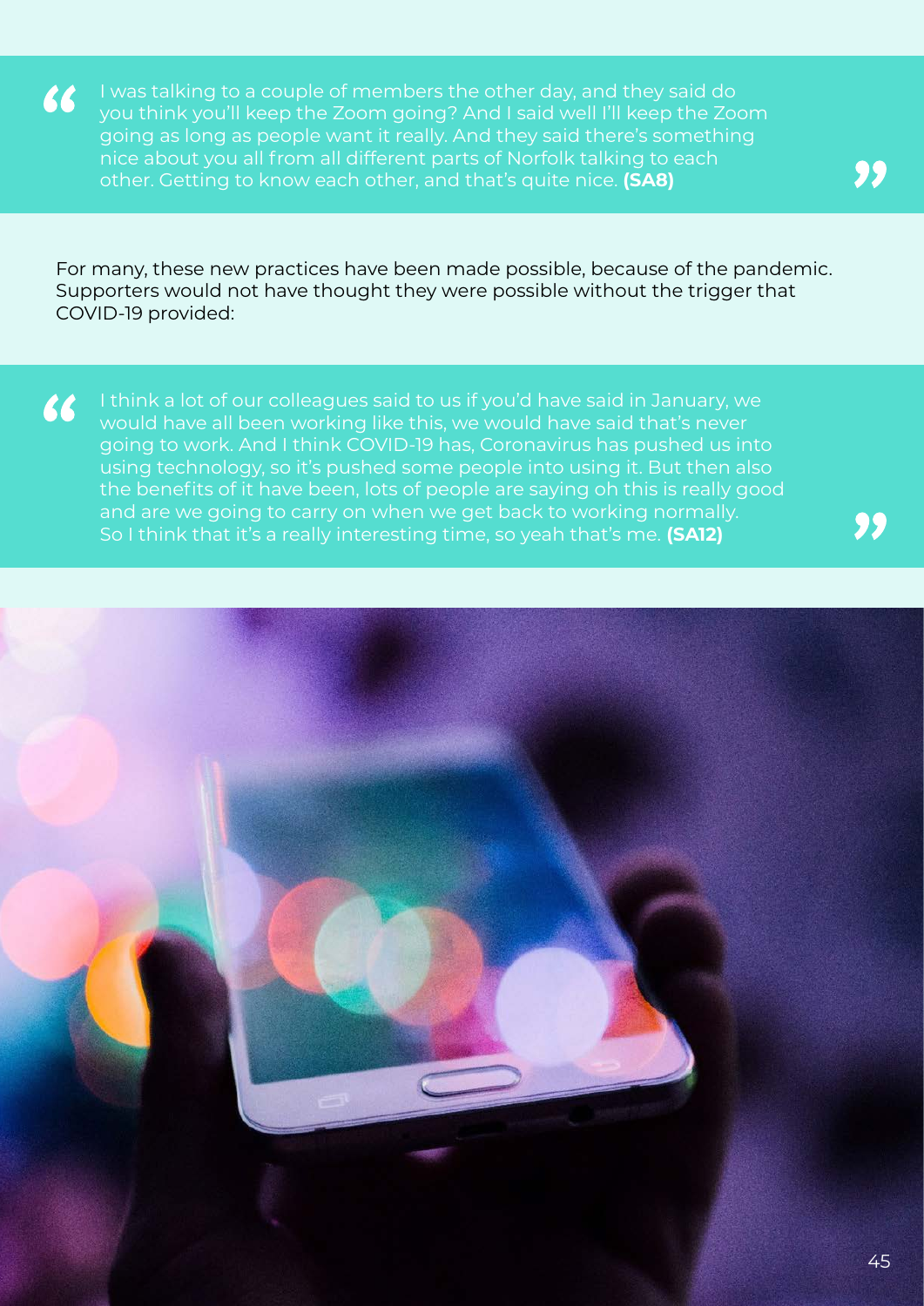> I was talking to a couple of members the other day, and they said do you think you'll keep the Zoom going? And I said well I'll keep the Zoom going as long as people want it really. And they said there's something nice about you all from all different parts of Norfolk talking to each other. Getting to know each other, and that's quite nice. **(SA8)**

For many, these new practices have been made possible, because of the pandemic. Supporters would not have thought they were possible without the trigger that COVID-19 provided:

> I think a lot of our colleagues said to us if you'd have said in January, we would have all been working like this, we would have said that's never going to work. And I think COVID-19 has, Coronavirus has pushed us into using technology, so it's pushed some people into using it. But then also the benefits of it have been, lots of people are saying oh this is really good and are we going to carry on when we get back to working normally. So I think that it's a really interesting time, so yeah that's me. **(SA12)**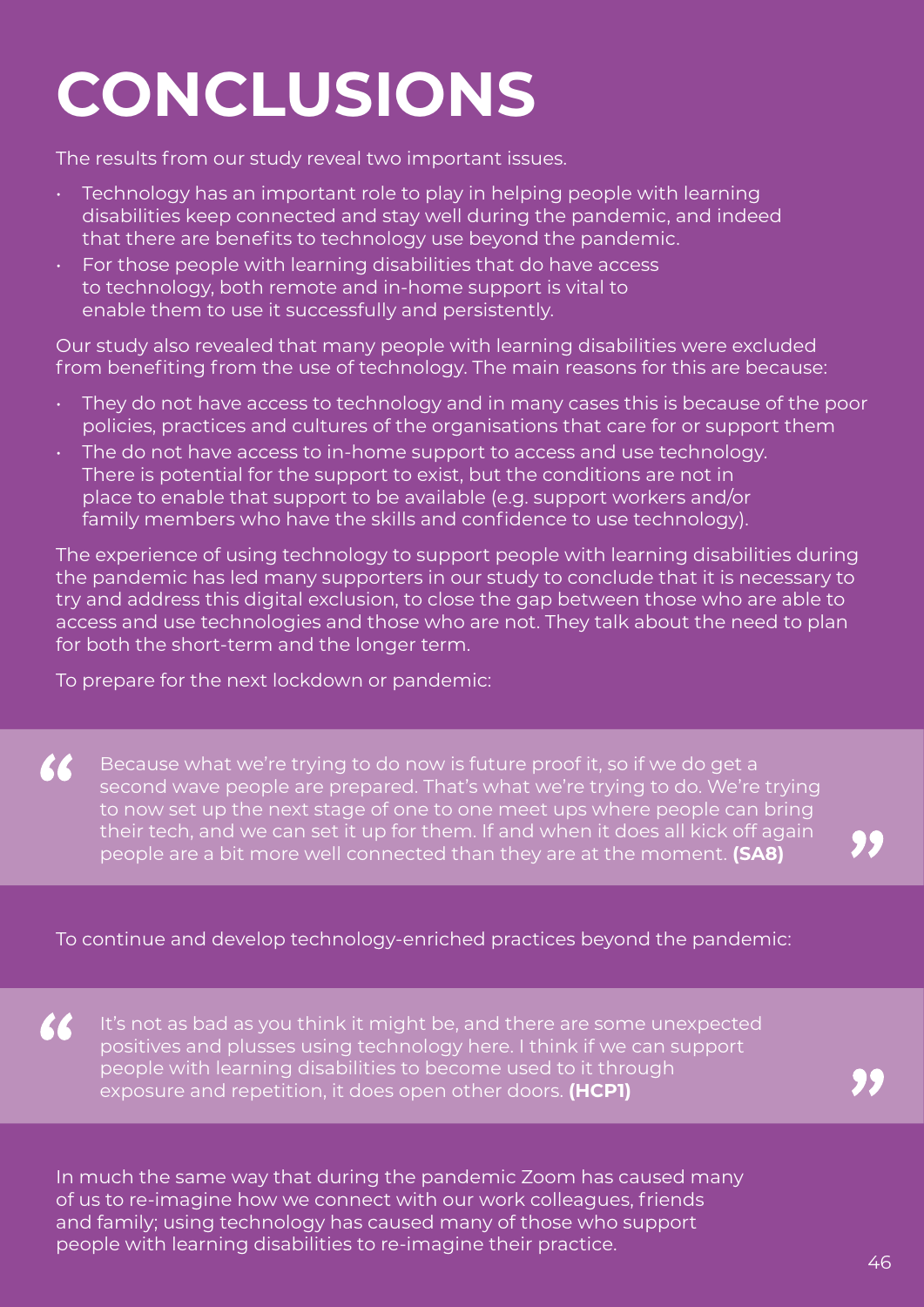# CONCLUSIONS

The results from our study reveal two important issues.

- Technology has an important role to play in helping people with learning disabilities keep connected and stay well during the pandemic, and indeed that there are benefits to technology use beyond the pandemic.
- For those people with learning disabilities that do have access to technology, both remote and in-home support is vital to enable them to use it successfully and persistently.

Our study also revealed that many people with learning disabilities were excluded from benefiting from the use of technology. The main reasons for this are because:

- They do not have access to technology and in many cases this is because of the poor policies, practices and cultures of the organisations that care for or support them
- The do not have access to in-home support to access and use technology. There is potential for the support to exist, but the conditions are not in place to enable that support to be available (e.g. support workers and/or family members who have the skills and confidence to use technology).

The experience of using technology to support people with learning disabilities during the pandemic has led many supporters in our study to conclude that it is necessary to try and address this digital exclusion, to close the gap between those who are able to access and use technologies and those who are not. They talk about the need to plan for both the short-term and the longer term.

To prepare for the next lockdown or pandemic:

> "Because what we're trying to do now is future proof it, so if we do get a second wave people are prepared. That's what we're trying to do. We're trying to now set up the next stage of one to one meet ups where people can bring their tech, and we can set it up for them. If and when it does all kick off again people are a bit more well connected than they are at the moment. **(SA8)**"

To continue and develop technology-enriched practices beyond the pandemic:

> "It's not as bad as you think it might be, and there are some unexpected positives and plusses using technology here. I think if we can support people with learning disabilities to become used to it through exposure and repetition, it does open other doors. **(HCP1)**"

In much the same way that during the pandemic Zoom has caused many of us to re-imagine how we connect with our work colleagues, friends and family; using technology has caused many of those who support people with learning disabilities to re-imagine their practice.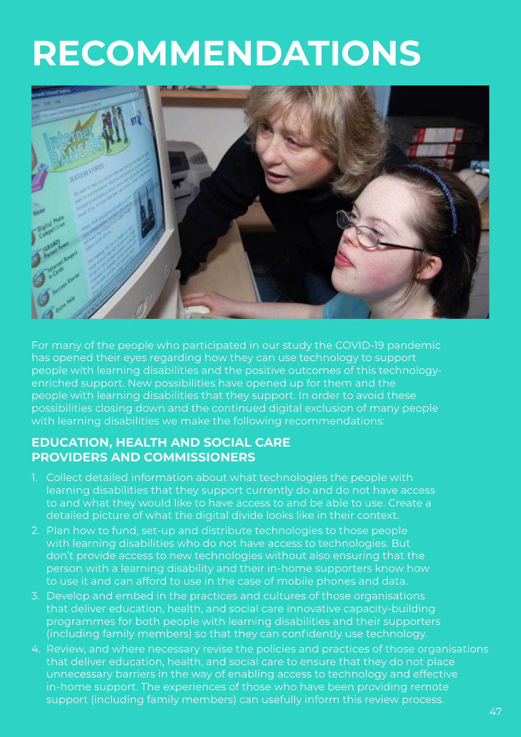# RECOMMENDATIONS

For many of the people who participated in our study the COVID-19 pandemic has opened their eyes regarding how they can use technology to support people with learning disabilities and the positive outcomes of this technology-enriched support. New possibilities have opened up for them and the people with learning disabilities that they support. In order to avoid these possibilities closing down and the continued digital exclusion of many people with learning disabilities we make the following recommendations:

## EDUCATION, HEALTH AND SOCIAL CARE PROVIDERS AND COMMISSIONERS

1. Collect detailed information about what technologies the people with learning disabilities that they support currently do and do not have access to and what they would like to have access to and be able to use. Create a detailed picture of what the digital divide looks like in their context.
2. Plan how to fund, set-up and distribute technologies to those people with learning disabilities who do not have access to technologies. But don't provide access to new technologies without also ensuring that the person with a learning disability and their in-home supporters know how to use it and can afford to use in the case of mobile phones and data.
3. Develop and embed in the practices and cultures of those organisations that deliver education, health, and social care innovative capacity-building programmes for both people with learning disabilities and their supporters (including family members) so that they can confidently use technology.
4. Review, and where necessary revise the policies and practices of those organisations that deliver education, health, and social care to ensure that they do not place unnecessary barriers in the way of enabling access to technology and effective in-home support. The experiences of those who have been providing remote support (including family members) can usefully inform this review process.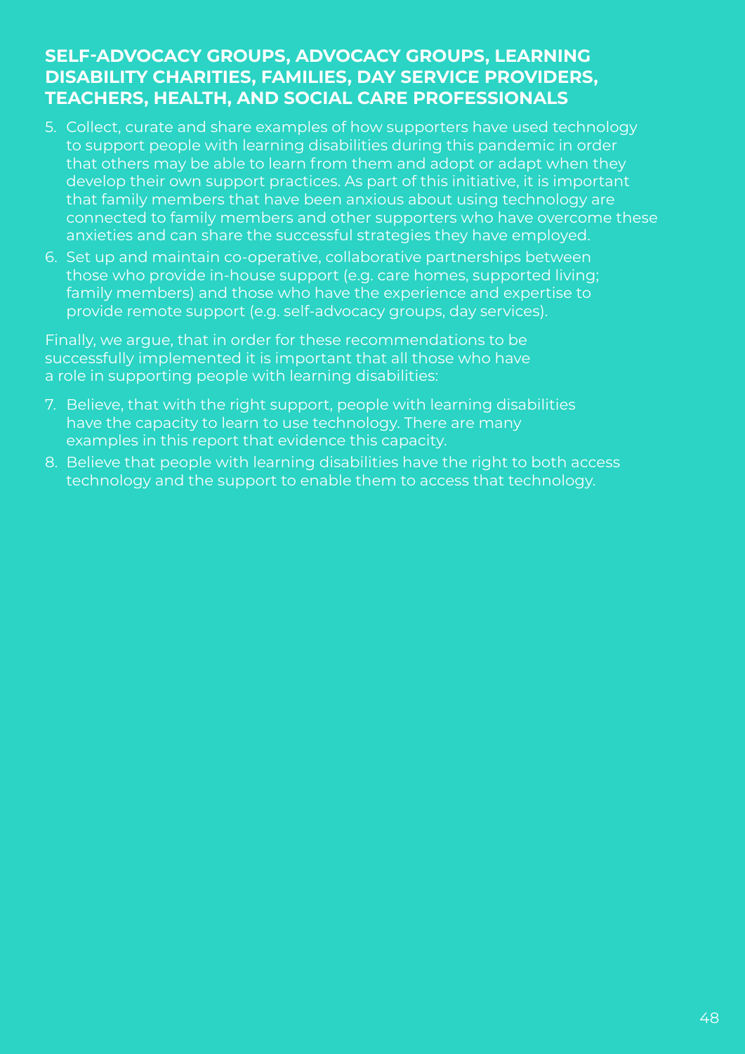## SELF-ADVOCACY GROUPS, ADVOCACY GROUPS, LEARNING DISABILITY CHARITIES, FAMILIES, DAY SERVICE PROVIDERS, TEACHERS, HEALTH, AND SOCIAL CARE PROFESSIONALS

5. Collect, curate and share examples of how supporters have used technology to support people with learning disabilities during this pandemic in order that others may be able to learn from them and adopt or adapt when they develop their own support practices. As part of this initiative, it is important that family members that have been anxious about using technology are connected to family members and other supporters who have overcome these anxieties and can share the successful strategies they have employed.
6. Set up and maintain co-operative, collaborative partnerships between those who provide in-house support (e.g. care homes, supported living; family members) and those who have the experience and expertise to provide remote support (e.g. self-advocacy groups, day services).

Finally, we argue, that in order for these recommendations to be successfully implemented it is important that all those who have a role in supporting people with learning disabilities:

7. Believe, that with the right support, people with learning disabilities have the capacity to learn to use technology. There are many examples in this report that evidence this capacity.
8. Believe that people with learning disabilities have the right to both access technology and the support to enable them to access that technology.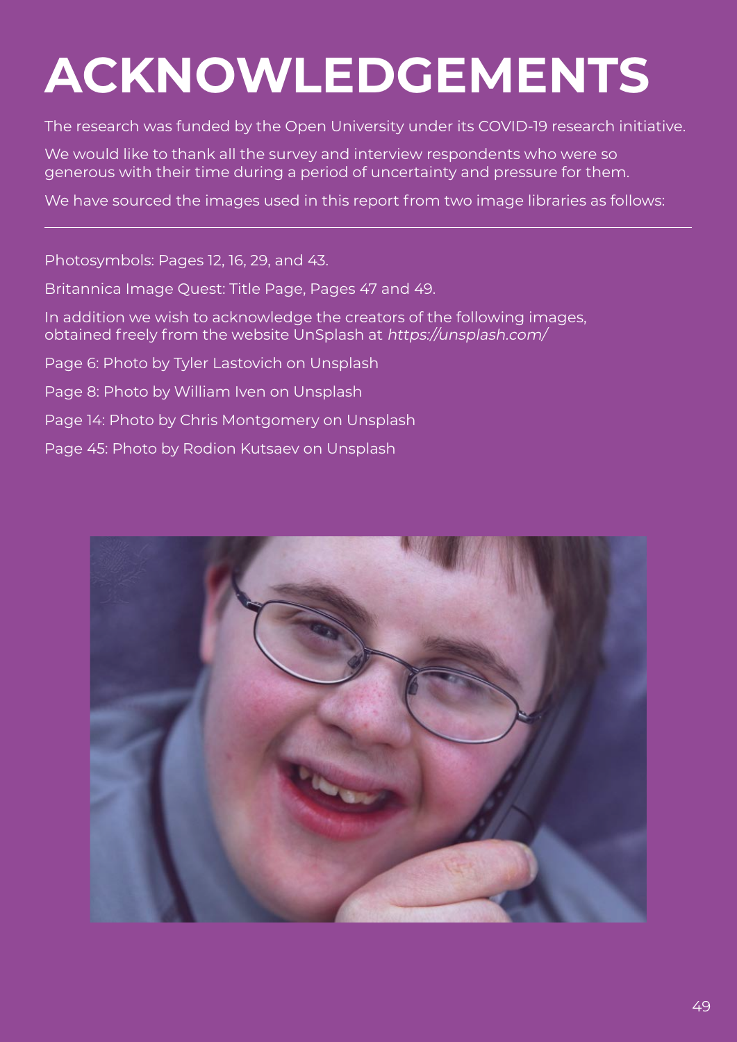# ACKNOWLEDGEMENTS

The research was funded by the Open University under its COVID-19 research initiative.

We would like to thank all the survey and interview respondents who were so generous with their time during a period of uncertainty and pressure for them.

We have sourced the images used in this report from two image libraries as follows:

---

Photosymbols: Pages 12, 16, 29, and 43.

Britannica Image Quest: Title Page, Pages 47 and 49.

In addition we wish to acknowledge the creators of the following images, obtained freely from the website UnSplash at *https://unsplash.com/*

Page 6: Photo by Tyler Lastovich on Unsplash

Page 8: Photo by William Iven on Unsplash

Page 14: Photo by Chris Montgomery on Unsplash

Page 45: Photo by Rodion Kutsaev on Unsplash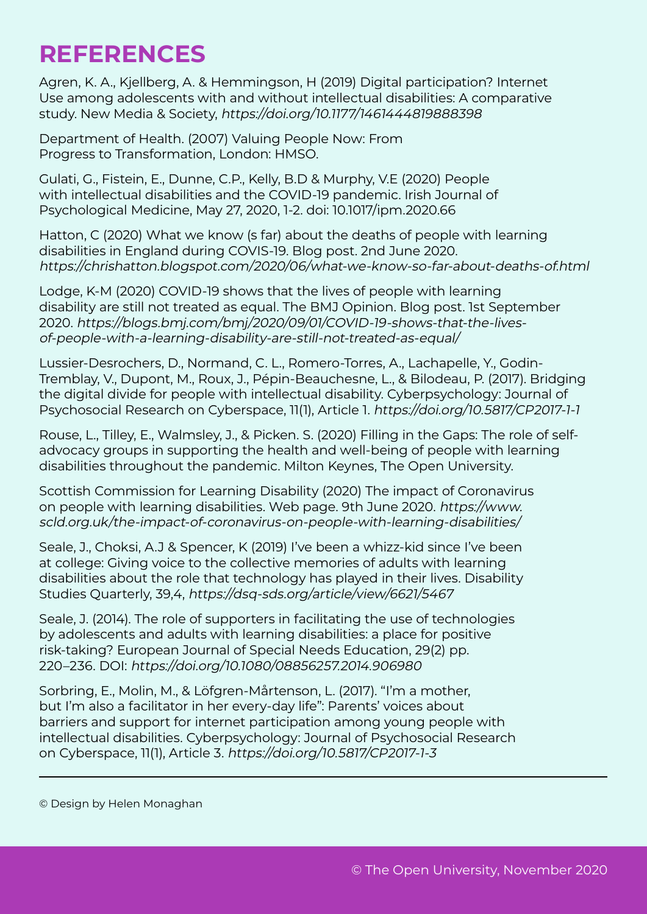# REFERENCES

Agren, K. A., Kjellberg, A. & Hemmingson, H (2019) Digital participation? Internet Use among adolescents with and without intellectual disabilities: A comparative study. New Media & Society, *https://doi.org/10.1177/1461444819888398*

Department of Health. (2007) Valuing People Now: From Progress to Transformation, London: HMSO.

Gulati, G., Fistein, E., Dunne, C.P., Kelly, B.D & Murphy, V.E (2020) People with intellectual disabilities and the COVID-19 pandemic. Irish Journal of Psychological Medicine, May 27, 2020, 1-2. doi: 10.1017/ipm.2020.66

Hatton, C (2020) What we know (s far) about the deaths of people with learning disabilities in England during COVIS-19. Blog post. 2nd June 2020. *https://chrishatton.blogspot.com/2020/06/what-we-know-so-far-about-deaths-of.html*

Lodge, K-M (2020) COVID-19 shows that the lives of people with learning disability are still not treated as equal. The BMJ Opinion. Blog post. 1st September 2020. *https://blogs.bmj.com/bmj/2020/09/01/COVID-19-shows-that-the-lives-of-people-with-a-learning-disability-are-still-not-treated-as-equal/*

Lussier-Desrochers, D., Normand, C. L., Romero-Torres, A., Lachapelle, Y., Godin-Tremblay, V., Dupont, M., Roux, J., Pépin-Beauchesne, L., & Bilodeau, P. (2017). Bridging the digital divide for people with intellectual disability. Cyberpsychology: Journal of Psychosocial Research on Cyberspace, 11(1), Article 1. *https://doi.org/10.5817/CP2017-1-1*

Rouse, L., Tilley, E., Walmsley, J., & Picken. S. (2020) Filling in the Gaps: The role of self-advocacy groups in supporting the health and well-being of people with learning disabilities throughout the pandemic. Milton Keynes, The Open University.

Scottish Commission for Learning Disability (2020) The impact of Coronavirus on people with learning disabilities. Web page. 9th June 2020. *https://www.scld.org.uk/the-impact-of-coronavirus-on-people-with-learning-disabilities/*

Seale, J., Choksi, A.J & Spencer, K (2019) I've been a whizz-kid since I've been at college: Giving voice to the collective memories of adults with learning disabilities about the role that technology has played in their lives. Disability Studies Quarterly, 39,4, *https://dsq-sds.org/article/view/6621/5467*

Seale, J. (2014). The role of supporters in facilitating the use of technologies by adolescents and adults with learning disabilities: a place for positive risk-taking? European Journal of Special Needs Education, 29(2) pp. 220–236. DOI: *https://doi.org/10.1080/08856257.2014.906980*

Sorbring, E., Molin, M., & Löfgren-Mårtenson, L. (2017). "I'm a mother, but I'm also a facilitator in her every-day life": Parents' voices about barriers and support for internet participation among young people with intellectual disabilities. Cyberpsychology: Journal of Psychosocial Research on Cyberspace, 11(1), Article 3. *https://doi.org/10.5817/CP2017-1-3*

---

© Design by Helen Monaghan

© The Open University, November 2020